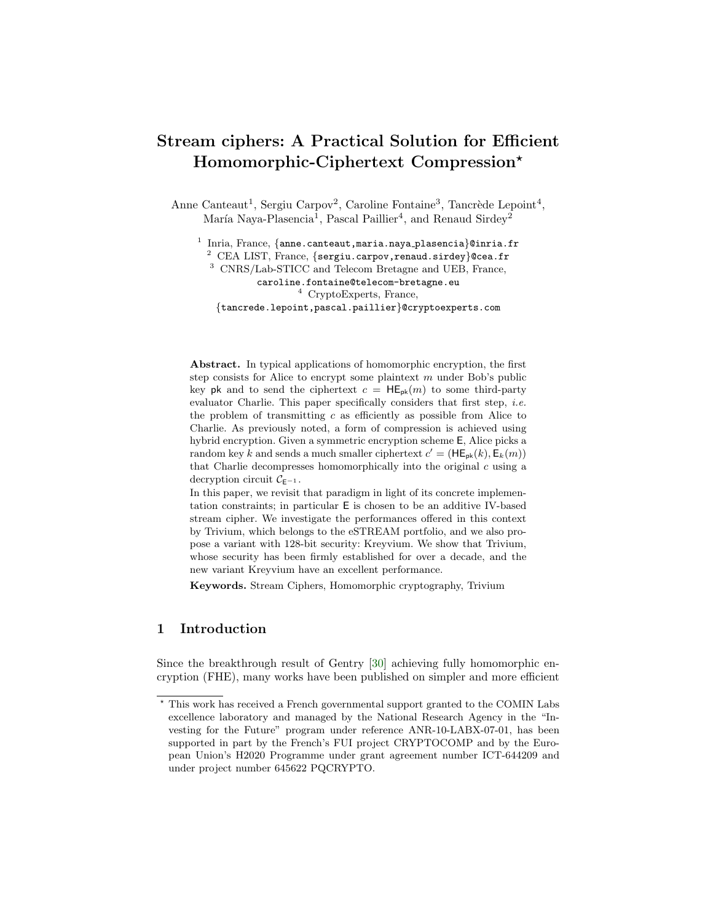# Stream ciphers: A Practical Solution for Efficient Homomorphic-Ciphertext Compression*

Anne Canteaut[1], Sergiu Carpov[2], Caroline Fontaine[3], Tancrède Lepoint[4], María Naya-Plasencia[1], Pascal Paillier[4], and Renaud Sirdey[2]

[1] Inria, France, {anne.canteaut,maria.naya_plasencia}@inria.fr
[2] CEA LIST, France, {sergiu.carpov,renaud.sirdey}@cea.fr
[3] CNRS/Lab-STICC and Telecom Bretagne and UEB, France, caroline.fontaine@telecom-bretagne.eu
[4] CryptoExperts, France, {tancrede.lepoint,pascal.paillier}@cryptoexperts.com

**Abstract.** In typical applications of homomorphic encryption, the first step consists for Alice to encrypt some plaintext $m$ under Bob's public key $\mathsf{pk}$ and to send the ciphertext $c = \mathsf{HE}_{\mathsf{pk}}(m)$ to some third-party evaluator Charlie. This paper specifically considers that first step, *i.e.* the problem of transmitting $c$ as efficiently as possible from Alice to Charlie. As previously noted, a form of compression is achieved using hybrid encryption. Given a symmetric encryption scheme $\mathsf{E}$, Alice picks a random key $k$ and sends a much smaller ciphertext $c' = (\mathsf{HE}_{\mathsf{pk}}(k), \mathsf{E}_k(m))$ that Charlie decompresses homomorphically into the original $c$ using a decryption circuit $\mathcal{C}_{\mathsf{E}^{-1}}$.

In this paper, we revisit that paradigm in light of its concrete implementation constraints; in particular $\mathsf{E}$ is chosen to be an additive IV-based stream cipher. We investigate the performances offered in this context by Trivium, which belongs to the eSTREAM portfolio, and we also propose a variant with 128-bit security: Kreyvium. We show that Trivium, whose security has been firmly established for over a decade, and the new variant Kreyvium have an excellent performance.

**Keywords.** Stream Ciphers, Homomorphic cryptography, Trivium

## 1 Introduction

Since the breakthrough result of Gentry [30] achieving fully homomorphic encryption (FHE), many works have been published on simpler and more efficient

* This work has received a French governmental support granted to the COMIN Labs excellence laboratory and managed by the National Research Agency in the "Investing for the Future" program under reference ANR-10-LABX-07-01, has been supported in part by the French's FUI project CRYPTOCOMP and by the European Union's H2020 Programme under grant agreement number ICT-644209 and under project number 645622 PQCRYPTO.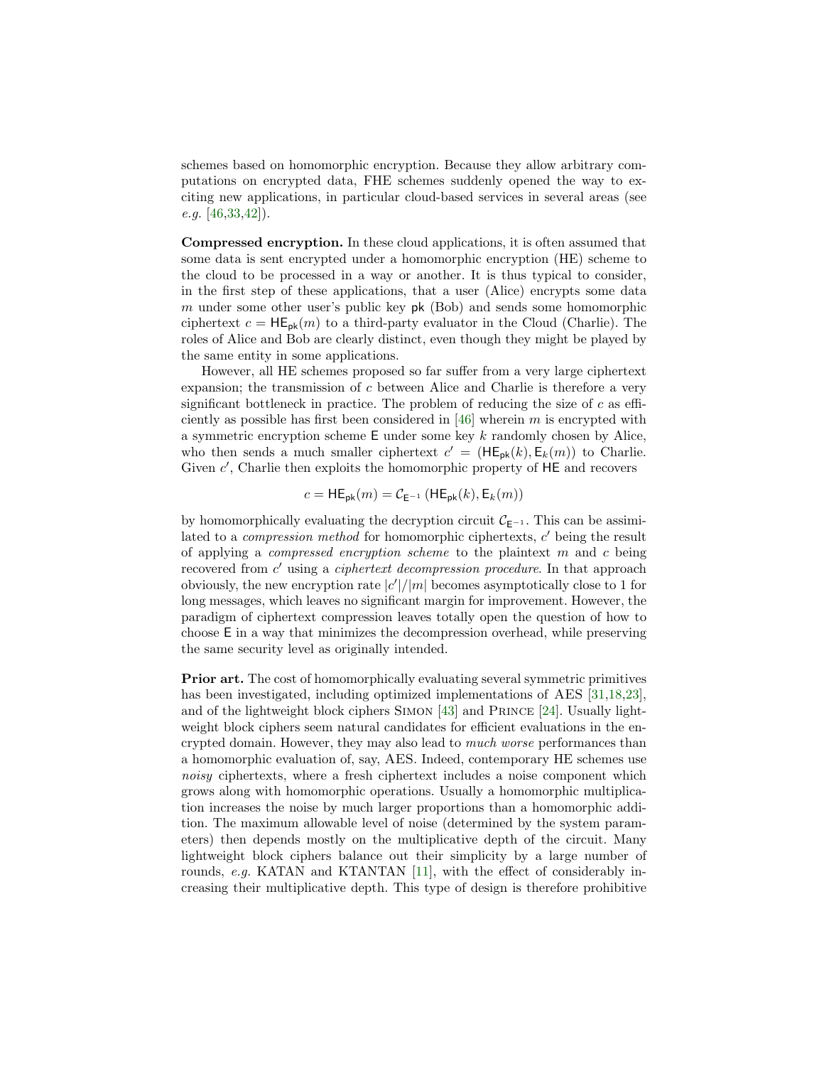schemes based on homomorphic encryption. Because they allow arbitrary computations on encrypted data, FHE schemes suddenly opened the way to exciting new applications, in particular cloud-based services in several areas (see *e.g.* [46,33,42]).

**Compressed encryption.** In these cloud applications, it is often assumed that some data is sent encrypted under a homomorphic encryption (HE) scheme to the cloud to be processed in a way or another. It is thus typical to consider, in the first step of these applications, that a user (Alice) encrypts some data $m$ under some other user's public key $\mathsf{pk}$ (Bob) and sends some homomorphic ciphertext $c = \mathsf{HE}_{\mathsf{pk}}(m)$ to a third-party evaluator in the Cloud (Charlie). The roles of Alice and Bob are clearly distinct, even though they might be played by the same entity in some applications.

However, all HE schemes proposed so far suffer from a very large ciphertext expansion; the transmission of $c$ between Alice and Charlie is therefore a very significant bottleneck in practice. The problem of reducing the size of $c$ as efficiently as possible has first been considered in [46] wherein $m$ is encrypted with a symmetric encryption scheme $\mathsf{E}$ under some key $k$ randomly chosen by Alice, who then sends a much smaller ciphertext $c' = (\mathsf{HE}_{\mathsf{pk}}(k), \mathsf{E}_k(m))$ to Charlie. Given $c'$, Charlie then exploits the homomorphic property of $\mathsf{HE}$ and recovers

$$c = \mathsf{HE}_{\mathsf{pk}}(m) = \mathcal{C}_{\mathsf{E}^{-1}}\left(\mathsf{HE}_{\mathsf{pk}}(k), \mathsf{E}_k(m)\right)$$

by homomorphically evaluating the decryption circuit $\mathcal{C}_{\mathsf{E}^{-1}}$. This can be assimilated to a *compression method* for homomorphic ciphertexts, $c'$ being the result of applying a *compressed encryption scheme* to the plaintext $m$ and $c$ being recovered from $c'$ using a *ciphertext decompression procedure*. In that approach obviously, the new encryption rate $|c'|/|m|$ becomes asymptotically close to 1 for long messages, which leaves no significant margin for improvement. However, the paradigm of ciphertext compression leaves totally open the question of how to choose $\mathsf{E}$ in a way that minimizes the decompression overhead, while preserving the same security level as originally intended.

**Prior art.** The cost of homomorphically evaluating several symmetric primitives has been investigated, including optimized implementations of AES [31,18,23], and of the lightweight block ciphers SIMON [43] and PRINCE [24]. Usually lightweight block ciphers seem natural candidates for efficient evaluations in the encrypted domain. However, they may also lead to *much worse* performances than a homomorphic evaluation of, say, AES. Indeed, contemporary HE schemes use *noisy* ciphertexts, where a fresh ciphertext includes a noise component which grows along with homomorphic operations. Usually a homomorphic multiplication increases the noise by much larger proportions than a homomorphic addition. The maximum allowable level of noise (determined by the system parameters) then depends mostly on the multiplicative depth of the circuit. Many lightweight block ciphers balance out their simplicity by a large number of rounds, *e.g.* KATAN and KTANTAN [11], with the effect of considerably increasing their multiplicative depth. This type of design is therefore prohibitive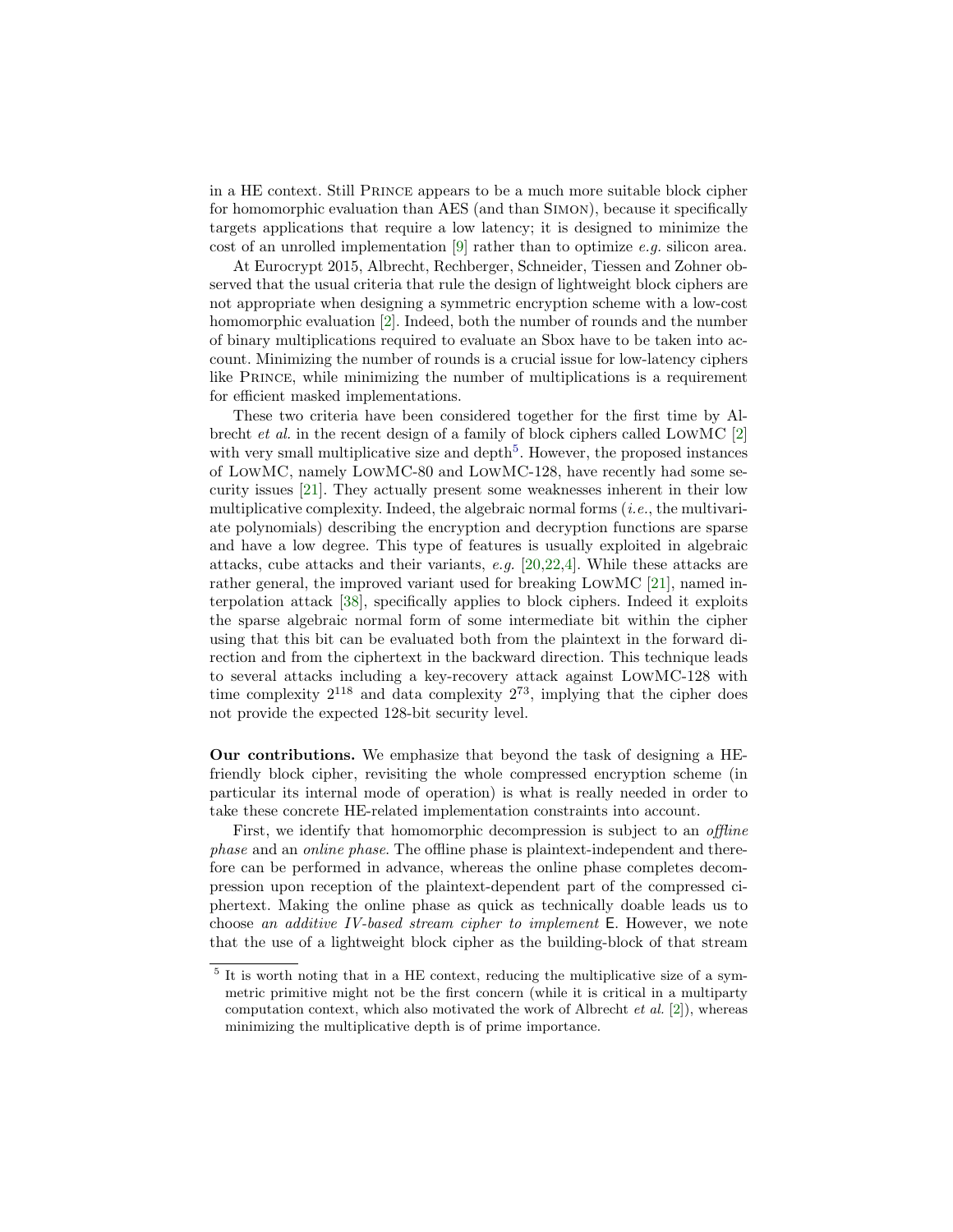in a HE context. Still PRINCE appears to be a much more suitable block cipher for homomorphic evaluation than AES (and than SIMON), because it specifically targets applications that require a low latency; it is designed to minimize the cost of an unrolled implementation [9] rather than to optimize *e.g.* silicon area.

At Eurocrypt 2015, Albrecht, Rechberger, Schneider, Tiessen and Zohner observed that the usual criteria that rule the design of lightweight block ciphers are not appropriate when designing a symmetric encryption scheme with a low-cost homomorphic evaluation [2]. Indeed, both the number of rounds and the number of binary multiplications required to evaluate an Sbox have to be taken into account. Minimizing the number of rounds is a crucial issue for low-latency ciphers like PRINCE, while minimizing the number of multiplications is a requirement for efficient masked implementations.

These two criteria have been considered together for the first time by Albrecht *et al.* in the recent design of a family of block ciphers called LOWMC [2] with very small multiplicative size and depth[5]. However, the proposed instances of LOWMC, namely LOWMC-80 and LOWMC-128, have recently had some security issues [21]. They actually present some weaknesses inherent in their low multiplicative complexity. Indeed, the algebraic normal forms (*i.e.*, the multivariate polynomials) describing the encryption and decryption functions are sparse and have a low degree. This type of features is usually exploited in algebraic attacks, cube attacks and their variants, *e.g.* [20,22,4]. While these attacks are rather general, the improved variant used for breaking LOWMC [21], named interpolation attack [38], specifically applies to block ciphers. Indeed it exploits the sparse algebraic normal form of some intermediate bit within the cipher using that this bit can be evaluated both from the plaintext in the forward direction and from the ciphertext in the backward direction. This technique leads to several attacks including a key-recovery attack against LOWMC-128 with time complexity $2^{118}$ and data complexity $2^{73}$, implying that the cipher does not provide the expected 128-bit security level.

**Our contributions.** We emphasize that beyond the task of designing a HE-friendly block cipher, revisiting the whole compressed encryption scheme (in particular its internal mode of operation) is what is really needed in order to take these concrete HE-related implementation constraints into account.

First, we identify that homomorphic decompression is subject to an *offline phase* and an *online phase*. The offline phase is plaintext-independent and therefore can be performed in advance, whereas the online phase completes decompression upon reception of the plaintext-dependent part of the compressed ciphertext. Making the online phase as quick as technically doable leads us to choose *an additive IV-based stream cipher to implement* $\mathsf{E}$. However, we note that the use of a lightweight block cipher as the building-block of that stream

---

[5] It is worth noting that in a HE context, reducing the multiplicative size of a symmetric primitive might not be the first concern (while it is critical in a multiparty computation context, which also motivated the work of Albrecht *et al.* [2]), whereas minimizing the multiplicative depth is of prime importance.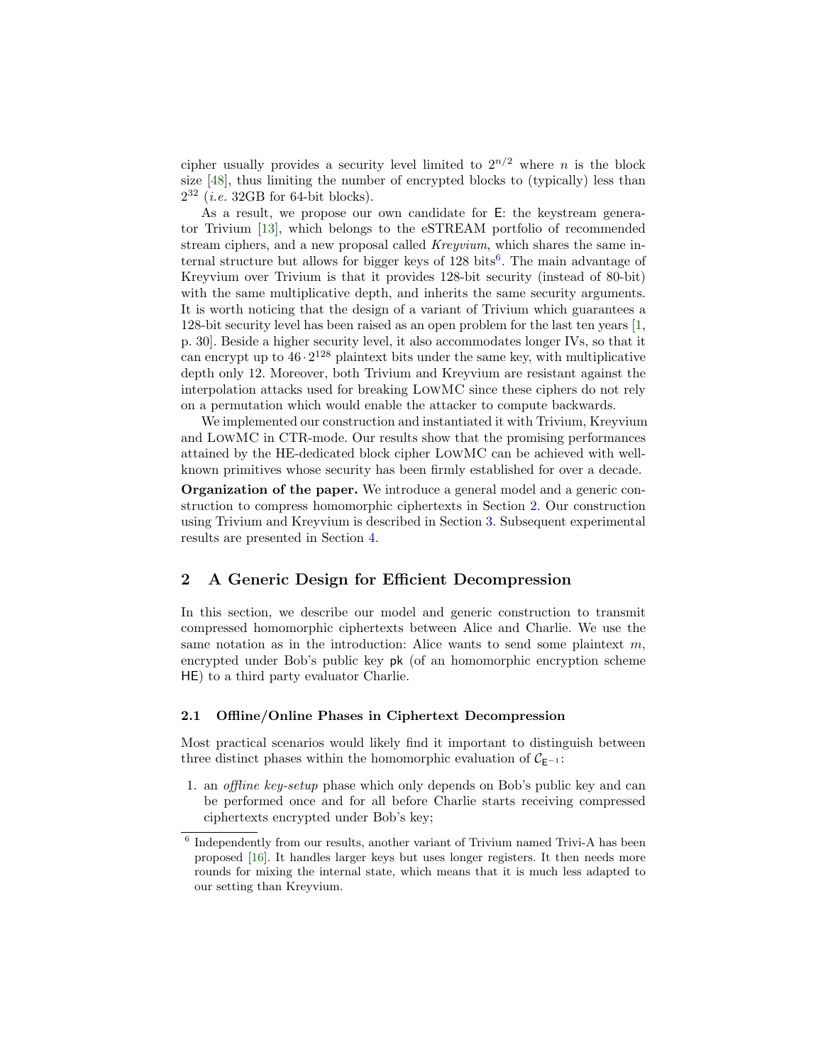cipher usually provides a security level limited to $2^{n/2}$ where $n$ is the block size [48], thus limiting the number of encrypted blocks to (typically) less than $2^{32}$ (*i.e.* 32GB for 64-bit blocks).

As a result, we propose our own candidate for $\mathsf{E}$: the keystream generator Trivium [13], which belongs to the eSTREAM portfolio of recommended stream ciphers, and a new proposal called *Kreyvium*, which shares the same internal structure but allows for bigger keys of 128 bits[6]. The main advantage of Kreyvium over Trivium is that it provides 128-bit security (instead of 80-bit) with the same multiplicative depth, and inherits the same security arguments. It is worth noticing that the design of a variant of Trivium which guarantees a 128-bit security level has been raised as an open problem for the last ten years [1, p. 30]. Beside a higher security level, it also accommodates longer IVs, so that it can encrypt up to $46 \cdot 2^{128}$ plaintext bits under the same key, with multiplicative depth only 12. Moreover, both Trivium and Kreyvium are resistant against the interpolation attacks used for breaking LowMC since these ciphers do not rely on a permutation which would enable the attacker to compute backwards.

We implemented our construction and instantiated it with Trivium, Kreyvium and LowMC in CTR-mode. Our results show that the promising performances attained by the HE-dedicated block cipher LowMC can be achieved with well-known primitives whose security has been firmly established for over a decade.

**Organization of the paper.** We introduce a general model and a generic construction to compress homomorphic ciphertexts in Section 2. Our construction using Trivium and Kreyvium is described in Section 3. Subsequent experimental results are presented in Section 4.

## 2 A Generic Design for Efficient Decompression

In this section, we describe our model and generic construction to transmit compressed homomorphic ciphertexts between Alice and Charlie. We use the same notation as in the introduction: Alice wants to send some plaintext $m$, encrypted under Bob's public key $\mathsf{pk}$ (of an homomorphic encryption scheme $\mathsf{HE}$) to a third party evaluator Charlie.

### 2.1 Offline/Online Phases in Ciphertext Decompression

Most practical scenarios would likely find it important to distinguish between three distinct phases within the homomorphic evaluation of $\mathcal{C}_{\mathsf{E}^{-1}}$:

1. an *offline key-setup* phase which only depends on Bob's public key and can be performed once and for all before Charlie starts receiving compressed ciphertexts encrypted under Bob's key;

[6] Independently from our results, another variant of Trivium named Trivi-A has been proposed [16]. It handles larger keys but uses longer registers. It then needs more rounds for mixing the internal state, which means that it is much less adapted to our setting than Kreyvium.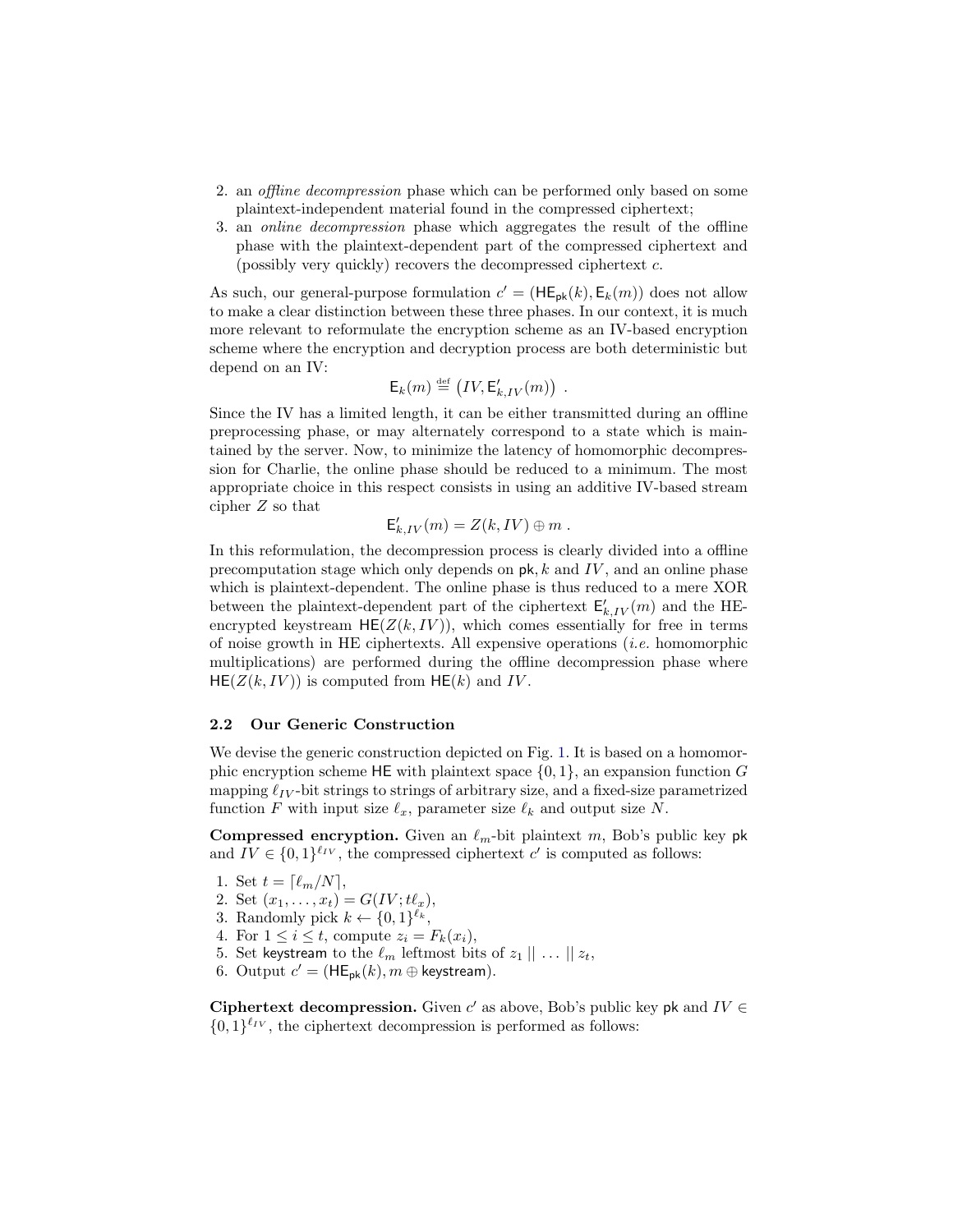2. an *offline decompression* phase which can be performed only based on some plaintext-independent material found in the compressed ciphertext;
3. an *online decompression* phase which aggregates the result of the offline phase with the plaintext-dependent part of the compressed ciphertext and (possibly very quickly) recovers the decompressed ciphertext $c$.

As such, our general-purpose formulation $c' = (\mathsf{HE}_{\mathsf{pk}}(k), \mathsf{E}_k(m))$ does not allow to make a clear distinction between these three phases. In our context, it is much more relevant to reformulate the encryption scheme as an IV-based encryption scheme where the encryption and decryption process are both deterministic but depend on an IV:

$$\mathsf{E}_k(m) \stackrel{\text{def}}{=} \left(IV, \mathsf{E}'_{k,IV}(m)\right) \ .$$

Since the IV has a limited length, it can be either transmitted during an offline preprocessing phase, or may alternately correspond to a state which is maintained by the server. Now, to minimize the latency of homomorphic decompression for Charlie, the online phase should be reduced to a minimum. The most appropriate choice in this respect consists in using an additive IV-based stream cipher $Z$ so that

$$\mathsf{E}'_{k,IV}(m) = Z(k, IV) \oplus m \ .$$

In this reformulation, the decompression process is clearly divided into a offline precomputation stage which only depends on $\mathsf{pk}, k$ and $IV$, and an online phase which is plaintext-dependent. The online phase is thus reduced to a mere XOR between the plaintext-dependent part of the ciphertext $\mathsf{E}'_{k,IV}(m)$ and the HE-encrypted keystream $\mathsf{HE}(Z(k, IV))$, which comes essentially for free in terms of noise growth in HE ciphertexts. All expensive operations (*i.e.* homomorphic multiplications) are performed during the offline decompression phase where $\mathsf{HE}(Z(k, IV))$ is computed from $\mathsf{HE}(k)$ and $IV$.

### 2.2 Our Generic Construction

We devise the generic construction depicted on Fig. 1. It is based on a homomorphic encryption scheme $\mathsf{HE}$ with plaintext space $\{0, 1\}$, an expansion function $G$ mapping $\ell_{IV}$-bit strings to strings of arbitrary size, and a fixed-size parametrized function $F$ with input size $\ell_x$, parameter size $\ell_k$ and output size $N$.

**Compressed encryption.** Given an $\ell_m$-bit plaintext $m$, Bob's public key $\mathsf{pk}$ and $IV \in \{0,1\}^{\ell_{IV}}$, the compressed ciphertext $c'$ is computed as follows:

1. Set $t = \lceil \ell_m / N \rceil$,
2. Set $(x_1, \ldots, x_t) = G(IV; t\ell_x)$,
3. Randomly pick $k \leftarrow \{0,1\}^{\ell_k}$,
4. For $1 \le i \le t$, compute $z_i = F_k(x_i)$,
5. Set $\mathsf{keystream}$ to the $\ell_m$ leftmost bits of $z_1 \mid\mid \ldots \mid\mid z_t$,
6. Output $c' = (\mathsf{HE}_{\mathsf{pk}}(k), m \oplus \mathsf{keystream})$.

**Ciphertext decompression.** Given $c'$ as above, Bob's public key $\mathsf{pk}$ and $IV \in \{0,1\}^{\ell_{IV}}$, the ciphertext decompression is performed as follows: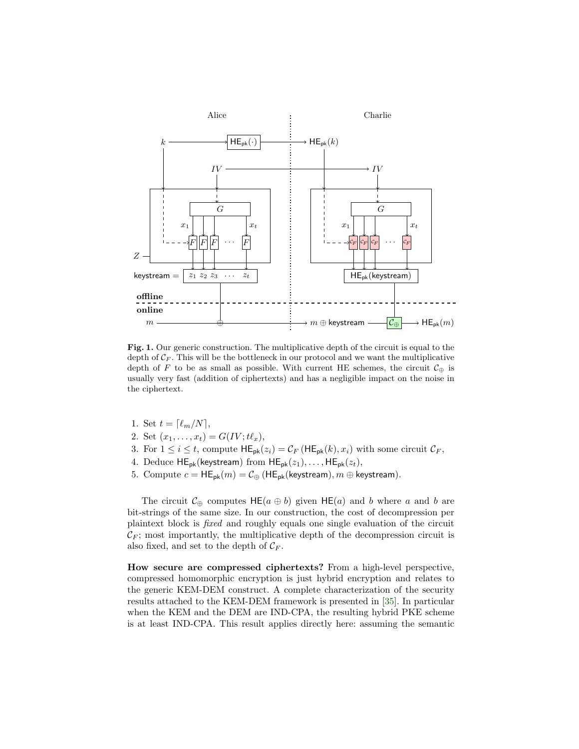**Fig. 1.** Our generic construction. The multiplicative depth of the circuit is equal to the depth of $\mathcal{C}_F$. This will be the bottleneck in our protocol and we want the multiplicative depth of $F$ to be as small as possible. With current HE schemes, the circuit $\mathcal{C}_\oplus$ is usually very fast (addition of ciphertexts) and has a negligible impact on the noise in the ciphertext.

1. Set $t = \lceil \ell_m / N \rceil$,
2. Set $(x_1, \ldots, x_t) = G(IV; t\ell_x)$,
3. For $1 \le i \le t$, compute $\mathsf{HE}_{\mathsf{pk}}(z_i) = \mathcal{C}_F\left(\mathsf{HE}_{\mathsf{pk}}(k), x_i\right)$ with some circuit $\mathcal{C}_F$,
4. Deduce $\mathsf{HE}_{\mathsf{pk}}(\mathsf{keystream})$ from $\mathsf{HE}_{\mathsf{pk}}(z_1), \ldots, \mathsf{HE}_{\mathsf{pk}}(z_t)$,
5. Compute $c = \mathsf{HE}_{\mathsf{pk}}(m) = \mathcal{C}_\oplus\left(\mathsf{HE}_{\mathsf{pk}}(\mathsf{keystream}), m \oplus \mathsf{keystream}\right)$.

The circuit $\mathcal{C}_\oplus$ computes $\mathsf{HE}(a \oplus b)$ given $\mathsf{HE}(a)$ and $b$ where $a$ and $b$ are bit-strings of the same size. In our construction, the cost of decompression per plaintext block is *fixed* and roughly equals one single evaluation of the circuit $\mathcal{C}_F$; most importantly, the multiplicative depth of the decompression circuit is also fixed, and set to the depth of $\mathcal{C}_F$.

**How secure are compressed ciphertexts?** From a high-level perspective, compressed homomorphic encryption is just hybrid encryption and relates to the generic KEM-DEM construct. A complete characterization of the security results attached to the KEM-DEM framework is presented in [35]. In particular when the KEM and the DEM are IND-CPA, the resulting hybrid PKE scheme is at least IND-CPA. This result applies directly here: assuming the semantic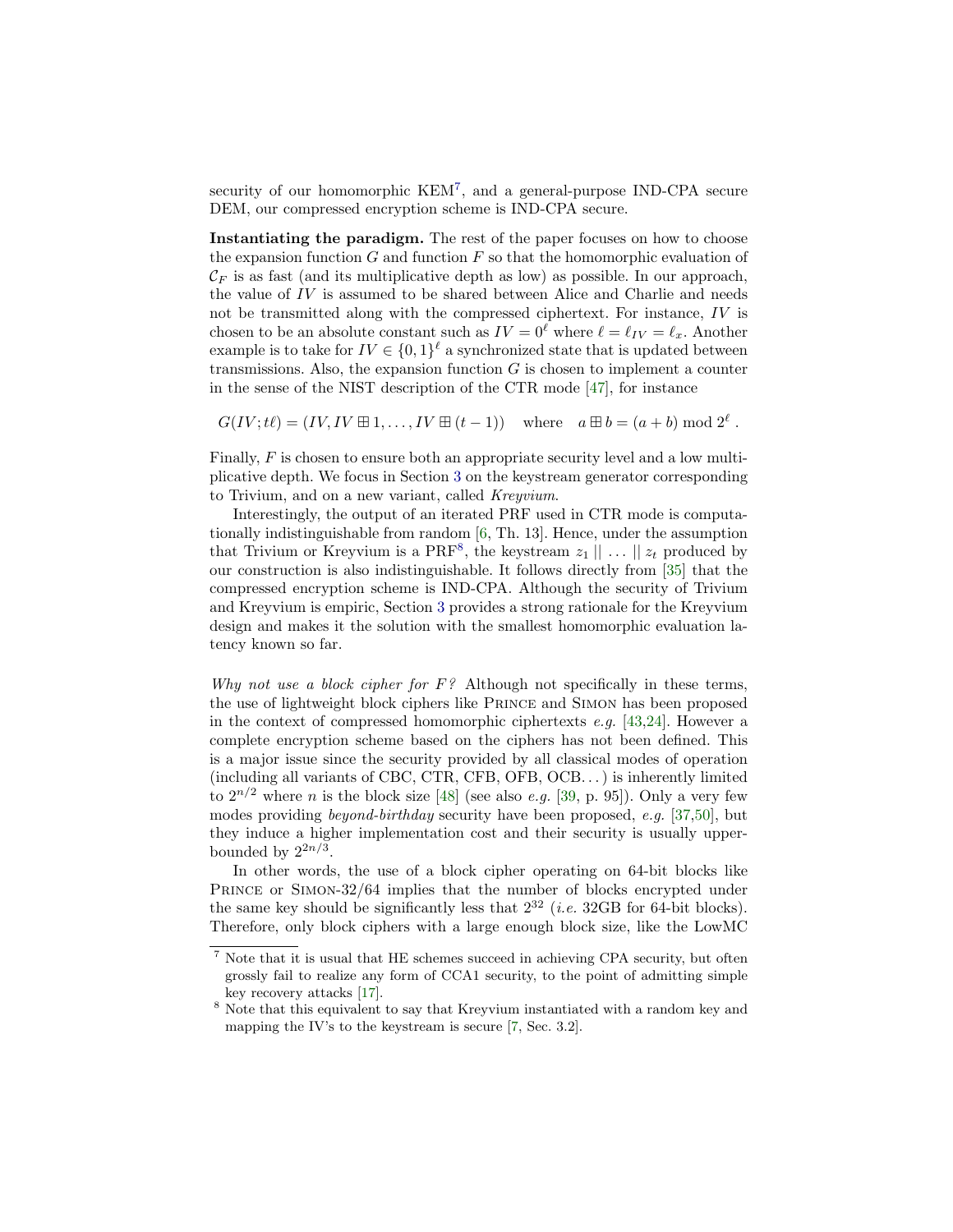security of our homomorphic KEM[7], and a general-purpose IND-CPA secure DEM, our compressed encryption scheme is IND-CPA secure.

**Instantiating the paradigm.** The rest of the paper focuses on how to choose the expansion function $G$ and function $F$ so that the homomorphic evaluation of $\mathcal{C}_F$ is as fast (and its multiplicative depth as low) as possible. In our approach, the value of $IV$ is assumed to be shared between Alice and Charlie and needs not be transmitted along with the compressed ciphertext. For instance, $IV$ is chosen to be an absolute constant such as $IV = 0^\ell$ where $\ell = \ell_{IV} = \ell_x$. Another example is to take for $IV \in \{0,1\}^\ell$ a synchronized state that is updated between transmissions. Also, the expansion function $G$ is chosen to implement a counter in the sense of the NIST description of the CTR mode [47], for instance

$$G(IV; t\ell) = (IV, IV \boxplus 1, \ldots, IV \boxplus (t-1)) \quad \text{where} \quad a \boxplus b = (a+b) \bmod 2^\ell .$$

Finally, $F$ is chosen to ensure both an appropriate security level and a low multiplicative depth. We focus in Section 3 on the keystream generator corresponding to Trivium, and on a new variant, called *Kreyvium*.

Interestingly, the output of an iterated PRF used in CTR mode is computationally indistinguishable from random [6, Th. 13]. Hence, under the assumption that Trivium or Kreyvium is a PRF[8], the keystream $z_1 \mid\mid \ldots \mid\mid z_t$ produced by our construction is also indistinguishable. It follows directly from [35] that the compressed encryption scheme is IND-CPA. Although the security of Trivium and Kreyvium is empiric, Section 3 provides a strong rationale for the Kreyvium design and makes it the solution with the smallest homomorphic evaluation latency known so far.

*Why not use a block cipher for $F$?* Although not specifically in these terms, the use of lightweight block ciphers like Prince and Simon has been proposed in the context of compressed homomorphic ciphertexts *e.g.* [43,24]. However a complete encryption scheme based on the ciphers has not been defined. This is a major issue since the security provided by all classical modes of operation (including all variants of CBC, CTR, CFB, OFB, OCB...) is inherently limited to $2^{n/2}$ where $n$ is the block size [48] (see also *e.g.* [39, p. 95]). Only a very few modes providing *beyond-birthday* security have been proposed, *e.g.* [37,50], but they induce a higher implementation cost and their security is usually upper-bounded by $2^{2n/3}$.

In other words, the use of a block cipher operating on 64-bit blocks like Prince or Simon-32/64 implies that the number of blocks encrypted under the same key should be significantly less that $2^{32}$ (*i.e.* 32GB for 64-bit blocks). Therefore, only block ciphers with a large enough block size, like the LowMC

[7] Note that it is usual that HE schemes succeed in achieving CPA security, but often grossly fail to realize any form of CCA1 security, to the point of admitting simple key recovery attacks [17].

[8] Note that this equivalent to say that Kreyvium instantiated with a random key and mapping the IV's to the keystream is secure [7, Sec. 3.2].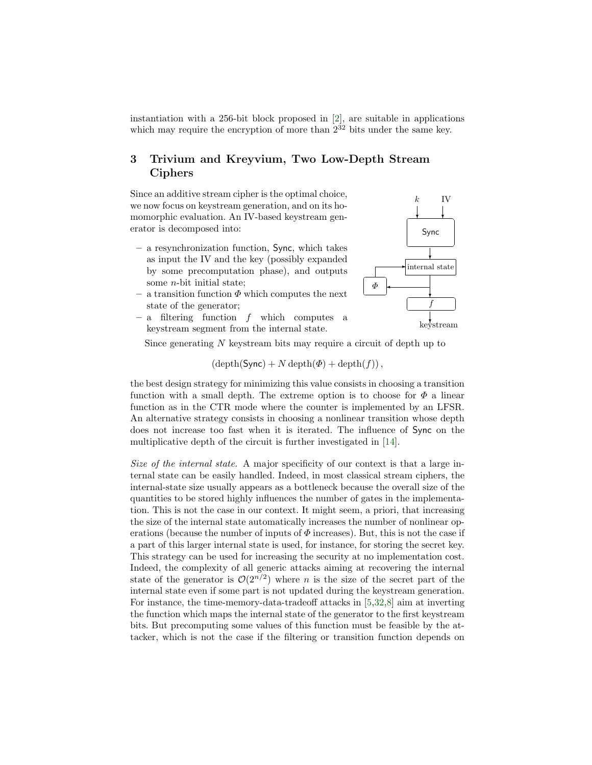instantiation with a 256-bit block proposed in [2], are suitable in applications which may require the encryption of more than $2^{32}$ bits under the same key.

## 3 Trivium and Kreyvium, Two Low-Depth Stream Ciphers

Since an additive stream cipher is the optimal choice, we now focus on keystream generation, and on its homomorphic evaluation. An IV-based keystream generator is decomposed into:

- a resynchronization function, Sync, which takes as input the IV and the key (possibly expanded by some precomputation phase), and outputs some $n$-bit initial state;
- a transition function $\Phi$ which computes the next state of the generator;
- a filtering function $f$ which computes a keystream segment from the internal state.

$k$

IV

Sync

internal state

$\Phi$

$f$

keystream

Since generating $N$ keystream bits may require a circuit of depth up to

$$(\text{depth}(\mathsf{Sync}) + N\,\text{depth}(\Phi) + \text{depth}(f))\,,$$

the best design strategy for minimizing this value consists in choosing a transition function with a small depth. The extreme option is to choose for $\Phi$ a linear function as in the CTR mode where the counter is implemented by an LFSR. An alternative strategy consists in choosing a nonlinear transition whose depth does not increase too fast when it is iterated. The influence of Sync on the multiplicative depth of the circuit is further investigated in [14].

*Size of the internal state.* A major specificity of our context is that a large internal state can be easily handled. Indeed, in most classical stream ciphers, the internal-state size usually appears as a bottleneck because the overall size of the quantities to be stored highly influences the number of gates in the implementation. This is not the case in our context. It might seem, a priori, that increasing the size of the internal state automatically increases the number of nonlinear operations (because the number of inputs of $\Phi$ increases). But, this is not the case if a part of this larger internal state is used, for instance, for storing the secret key. This strategy can be used for increasing the security at no implementation cost. Indeed, the complexity of all generic attacks aiming at recovering the internal state of the generator is $\mathcal{O}(2^{n/2})$ where $n$ is the size of the secret part of the internal state even if some part is not updated during the keystream generation. For instance, the time-memory-data-tradeoff attacks in [5,32,8] aim at inverting the function which maps the internal state of the generator to the first keystream bits. But precomputing some values of this function must be feasible by the attacker, which is not the case if the filtering or transition function depends on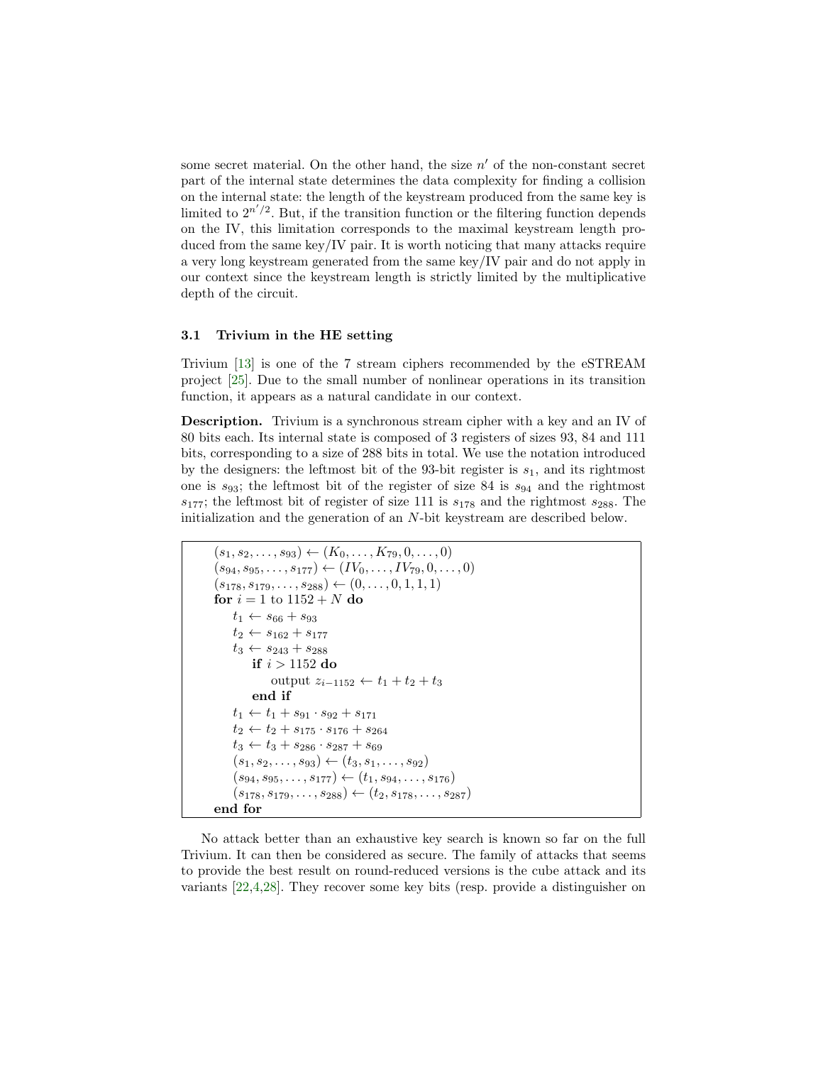some secret material. On the other hand, the size $n'$ of the non-constant secret part of the internal state determines the data complexity for finding a collision on the internal state: the length of the keystream produced from the same key is limited to $2^{n'/2}$. But, if the transition function or the filtering function depends on the IV, this limitation corresponds to the maximal keystream length produced from the same key/IV pair. It is worth noticing that many attacks require a very long keystream generated from the same key/IV pair and do not apply in our context since the keystream length is strictly limited by the multiplicative depth of the circuit.

### 3.1 Trivium in the HE setting

Trivium [13] is one of the 7 stream ciphers recommended by the eSTREAM project [25]. Due to the small number of nonlinear operations in its transition function, it appears as a natural candidate in our context.

**Description.** Trivium is a synchronous stream cipher with a key and an IV of 80 bits each. Its internal state is composed of 3 registers of sizes 93, 84 and 111 bits, corresponding to a size of 288 bits in total. We use the notation introduced by the designers: the leftmost bit of the 93-bit register is $s_1$, and its rightmost one is $s_{93}$; the leftmost bit of the register of size 84 is $s_{94}$ and the rightmost $s_{177}$; the leftmost bit of register of size 111 is $s_{178}$ and the rightmost $s_{288}$. The initialization and the generation of an $N$-bit keystream are described below.

$(s_1, s_2, \ldots, s_{93}) \leftarrow (K_0, \ldots, K_{79}, 0, \ldots, 0)$
$(s_{94}, s_{95}, \ldots, s_{177}) \leftarrow (IV_0, \ldots, IV_{79}, 0, \ldots, 0)$
$(s_{178}, s_{179}, \ldots, s_{288}) \leftarrow (0, \ldots, 0, 1, 1, 1)$
**for** $i = 1$ to $1152 + N$ **do**
  $t_1 \leftarrow s_{66} + s_{93}$
  $t_2 \leftarrow s_{162} + s_{177}$
  $t_3 \leftarrow s_{243} + s_{288}$
    **if** $i > 1152$ **do**
      output $z_{i-1152} \leftarrow t_1 + t_2 + t_3$
    **end if**
  $t_1 \leftarrow t_1 + s_{91} \cdot s_{92} + s_{171}$
  $t_2 \leftarrow t_2 + s_{175} \cdot s_{176} + s_{264}$
  $t_3 \leftarrow t_3 + s_{286} \cdot s_{287} + s_{69}$
  $(s_1, s_2, \ldots, s_{93}) \leftarrow (t_3, s_1, \ldots, s_{92})$
  $(s_{94}, s_{95}, \ldots, s_{177}) \leftarrow (t_1, s_{94}, \ldots, s_{176})$
  $(s_{178}, s_{179}, \ldots, s_{288}) \leftarrow (t_2, s_{178}, \ldots, s_{287})$
**end for**

No attack better than an exhaustive key search is known so far on the full Trivium. It can then be considered as secure. The family of attacks that seems to provide the best result on round-reduced versions is the cube attack and its variants [22,4,28]. They recover some key bits (resp. provide a distinguisher on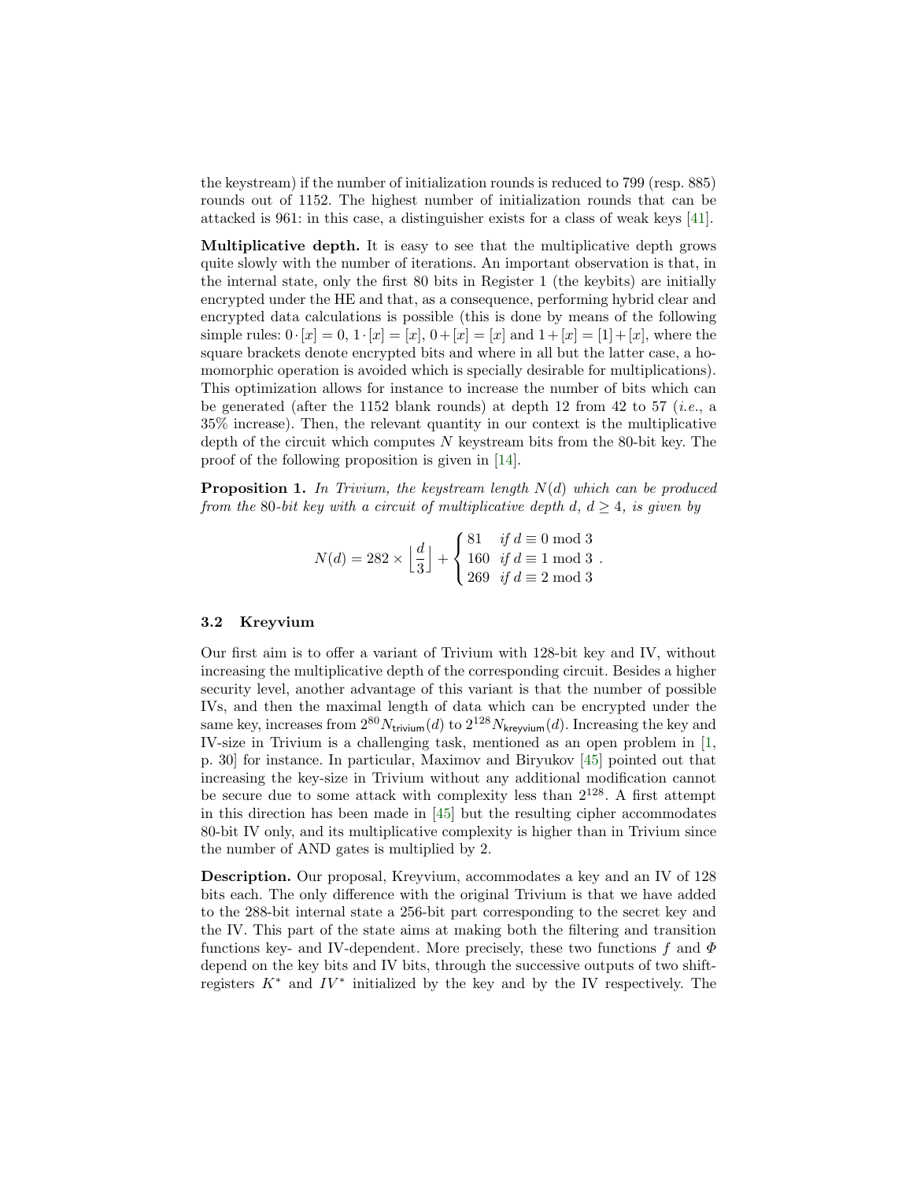the keystream) if the number of initialization rounds is reduced to 799 (resp. 885) rounds out of 1152. The highest number of initialization rounds that can be attacked is 961: in this case, a distinguisher exists for a class of weak keys [41].

**Multiplicative depth.** It is easy to see that the multiplicative depth grows quite slowly with the number of iterations. An important observation is that, in the internal state, only the first 80 bits in Register 1 (the keybits) are initially encrypted under the HE and that, as a consequence, performing hybrid clear and encrypted data calculations is possible (this is done by means of the following simple rules: $0 \cdot [x] = 0$, $1 \cdot [x] = [x]$, $0 + [x] = [x]$ and $1 + [x] = [1] + [x]$, where the square brackets denote encrypted bits and where in all but the latter case, a homomorphic operation is avoided which is specially desirable for multiplications). This optimization allows for instance to increase the number of bits which can be generated (after the 1152 blank rounds) at depth 12 from 42 to 57 (*i.e.*, a 35% increase). Then, the relevant quantity in our context is the multiplicative depth of the circuit which computes $N$ keystream bits from the 80-bit key. The proof of the following proposition is given in [14].

**Proposition 1.** *In Trivium, the keystream length $N(d)$ which can be produced from the 80-bit key with a circuit of multiplicative depth $d$, $d \geq 4$, is given by*

$$N(d) = 282 \times \left\lfloor \frac{d}{3} \right\rfloor + \begin{cases} 81 & \text{if } d \equiv 0 \bmod 3 \\ 160 & \text{if } d \equiv 1 \bmod 3 \\ 269 & \text{if } d \equiv 2 \bmod 3 \end{cases} .$$

### 3.2 Kreyvium

Our first aim is to offer a variant of Trivium with 128-bit key and IV, without increasing the multiplicative depth of the corresponding circuit. Besides a higher security level, another advantage of this variant is that the number of possible IVs, and then the maximal length of data which can be encrypted under the same key, increases from $2^{80} N_{\mathsf{trivium}}(d)$ to $2^{128} N_{\mathsf{kreyvium}}(d)$. Increasing the key and IV-size in Trivium is a challenging task, mentioned as an open problem in [1, p. 30] for instance. In particular, Maximov and Biryukov [45] pointed out that increasing the key-size in Trivium without any additional modification cannot be secure due to some attack with complexity less than $2^{128}$. A first attempt in this direction has been made in [45] but the resulting cipher accommodates 80-bit IV only, and its multiplicative complexity is higher than in Trivium since the number of AND gates is multiplied by 2.

**Description.** Our proposal, Kreyvium, accommodates a key and an IV of 128 bits each. The only difference with the original Trivium is that we have added to the 288-bit internal state a 256-bit part corresponding to the secret key and the IV. This part of the state aims at making both the filtering and transition functions key- and IV-dependent. More precisely, these two functions $f$ and $\Phi$ depend on the key bits and IV bits, through the successive outputs of two shift-registers $K^*$ and $IV^*$ initialized by the key and by the IV respectively. The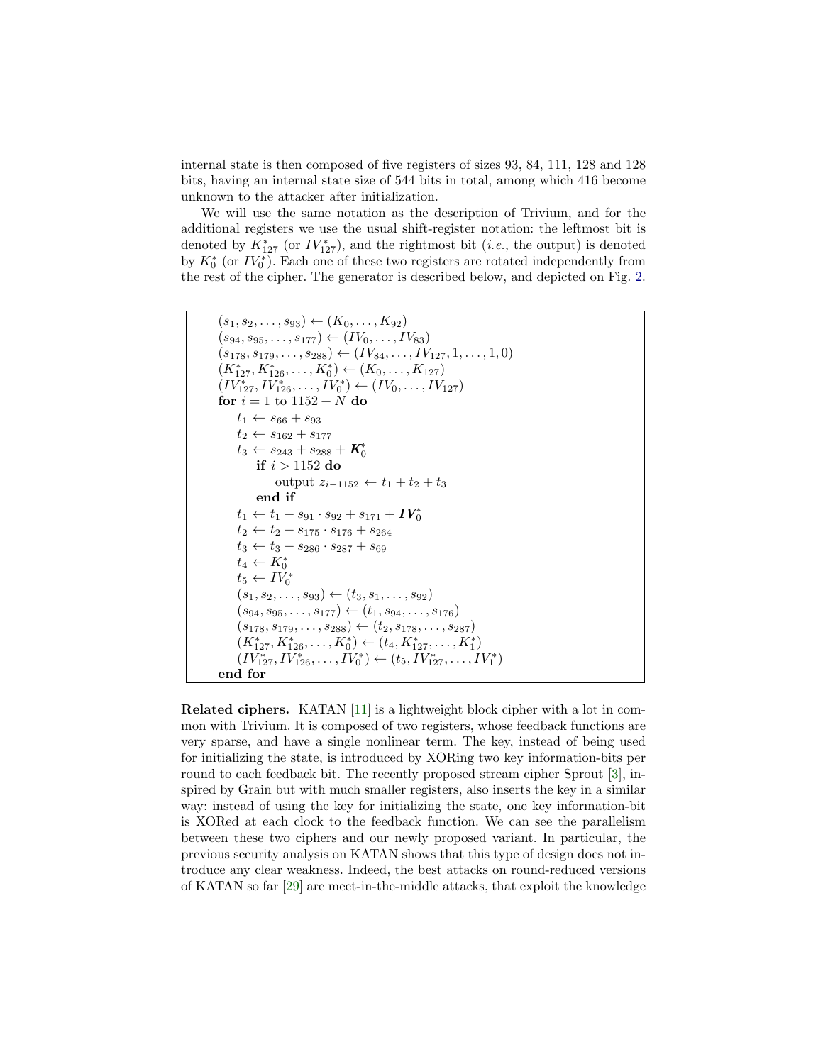internal state is then composed of five registers of sizes 93, 84, 111, 128 and 128 bits, having an internal state size of 544 bits in total, among which 416 become unknown to the attacker after initialization.

We will use the same notation as the description of Trivium, and for the additional registers we use the usual shift-register notation: the leftmost bit is denoted by $K^*_{127}$ (or $IV^*_{127}$), and the rightmost bit (*i.e.*, the output) is denoted by $K^*_0$ (or $IV^*_0$). Each one of these two registers are rotated independently from the rest of the cipher. The generator is described below, and depicted on Fig. 2.

$(s_1, s_2, \ldots, s_{93}) \leftarrow (K_0, \ldots, K_{92})$
$(s_{94}, s_{95}, \ldots, s_{177}) \leftarrow (IV_0, \ldots, IV_{83})$
$(s_{178}, s_{179}, \ldots, s_{288}) \leftarrow (IV_{84}, \ldots, IV_{127}, 1, \ldots, 1, 0)$
$(K^*_{127}, K^*_{126}, \ldots, K^*_0) \leftarrow (K_0, \ldots, K_{127})$
$(IV^*_{127}, IV^*_{126}, \ldots, IV^*_0) \leftarrow (IV_0, \ldots, IV_{127})$
**for** $i = 1$ to $1152 + N$ **do**
  $t_1 \leftarrow s_{66} + s_{93}$
  $t_2 \leftarrow s_{162} + s_{177}$
  $t_3 \leftarrow s_{243} + s_{288} + \boldsymbol{K^*_0}$
    **if** $i > 1152$ **do**
      output $z_{i-1152} \leftarrow t_1 + t_2 + t_3$
    **end if**
  $t_1 \leftarrow t_1 + s_{91} \cdot s_{92} + s_{171} + \boldsymbol{IV^*_0}$
  $t_2 \leftarrow t_2 + s_{175} \cdot s_{176} + s_{264}$
  $t_3 \leftarrow t_3 + s_{286} \cdot s_{287} + s_{69}$
  $t_4 \leftarrow K^*_0$
  $t_5 \leftarrow IV^*_0$
  $(s_1, s_2, \ldots, s_{93}) \leftarrow (t_3, s_1, \ldots, s_{92})$
  $(s_{94}, s_{95}, \ldots, s_{177}) \leftarrow (t_1, s_{94}, \ldots, s_{176})$
  $(s_{178}, s_{179}, \ldots, s_{288}) \leftarrow (t_2, s_{178}, \ldots, s_{287})$
  $(K^*_{127}, K^*_{126}, \ldots, K^*_0) \leftarrow (t_4, K^*_{127}, \ldots, K^*_1)$
  $(IV^*_{127}, IV^*_{126}, \ldots, IV^*_0) \leftarrow (t_5, IV^*_{127}, \ldots, IV^*_1)$
**end for**

**Related ciphers.** KATAN [11] is a lightweight block cipher with a lot in common with Trivium. It is composed of two registers, whose feedback functions are very sparse, and have a single nonlinear term. The key, instead of being used for initializing the state, is introduced by XORing two key information-bits per round to each feedback bit. The recently proposed stream cipher Sprout [3], inspired by Grain but with much smaller registers, also inserts the key in a similar way: instead of using the key for initializing the state, one key information-bit is XORed at each clock to the feedback function. We can see the parallelism between these two ciphers and our newly proposed variant. In particular, the previous security analysis on KATAN shows that this type of design does not introduce any clear weakness. Indeed, the best attacks on round-reduced versions of KATAN so far [29] are meet-in-the-middle attacks, that exploit the knowledge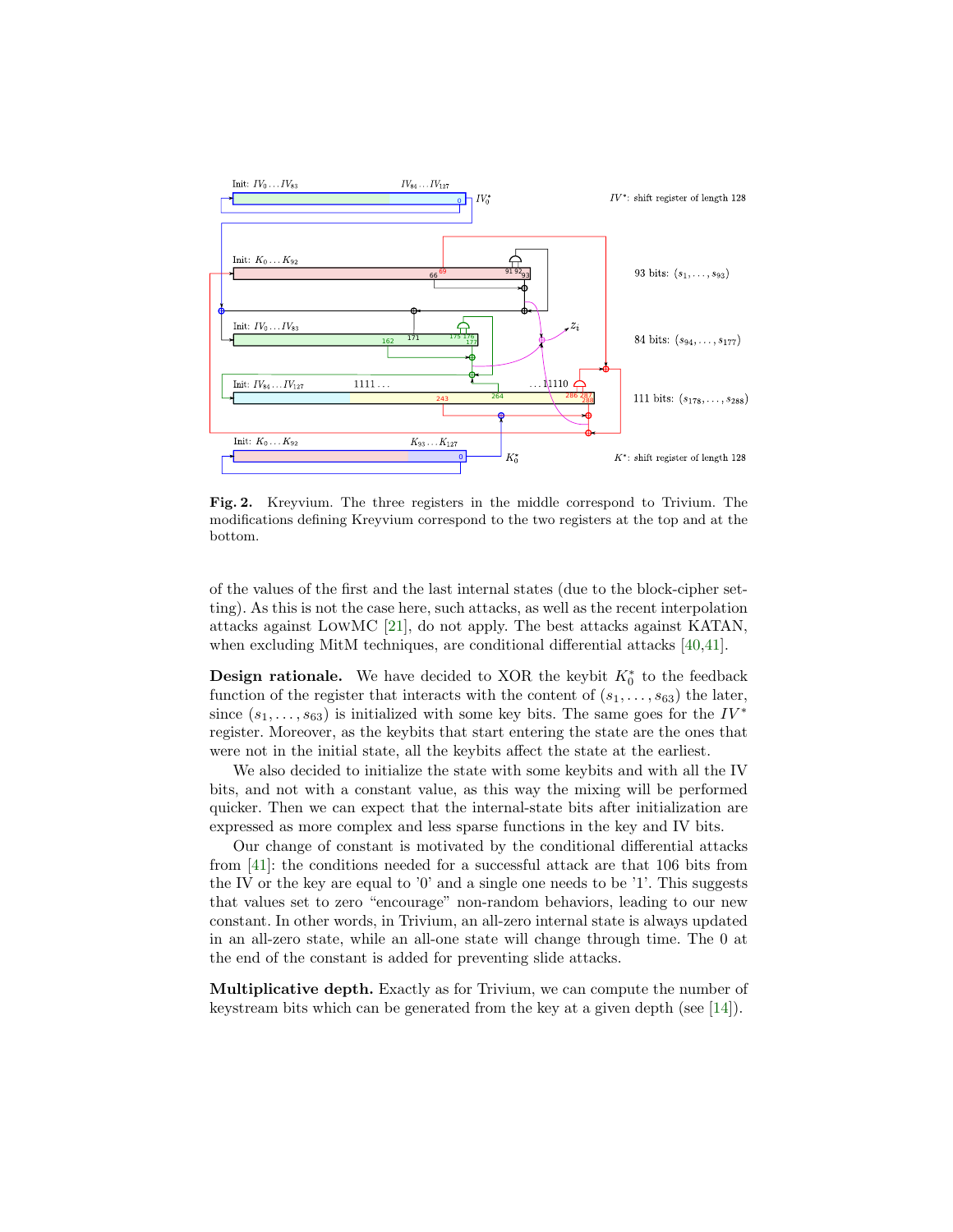**Fig. 2.** Kreyvium. The three registers in the middle correspond to Trivium. The modifications defining Kreyvium correspond to the two registers at the top and at the bottom.

of the values of the first and the last internal states (due to the block-cipher setting). As this is not the case here, such attacks, as well as the recent interpolation attacks against LowMC [21], do not apply. The best attacks against KATAN, when excluding MitM techniques, are conditional differential attacks [40,41].

**Design rationale.** We have decided to XOR the keybit $K_0^*$ to the feedback function of the register that interacts with the content of $(s_1, \ldots, s_{63})$ the later, since $(s_1, \ldots, s_{63})$ is initialized with some key bits. The same goes for the $IV^*$ register. Moreover, as the keybits that start entering the state are the ones that were not in the initial state, all the keybits affect the state at the earliest.

We also decided to initialize the state with some keybits and with all the IV bits, and not with a constant value, as this way the mixing will be performed quicker. Then we can expect that the internal-state bits after initialization are expressed as more complex and less sparse functions in the key and IV bits.

Our change of constant is motivated by the conditional differential attacks from [41]: the conditions needed for a successful attack are that 106 bits from the IV or the key are equal to '0' and a single one needs to be '1'. This suggests that values set to zero "encourage" non-random behaviors, leading to our new constant. In other words, in Trivium, an all-zero internal state is always updated in an all-zero state, while an all-one state will change through time. The 0 at the end of the constant is added for preventing slide attacks.

**Multiplicative depth.** Exactly as for Trivium, we can compute the number of keystream bits which can be generated from the key at a given depth (see [14]).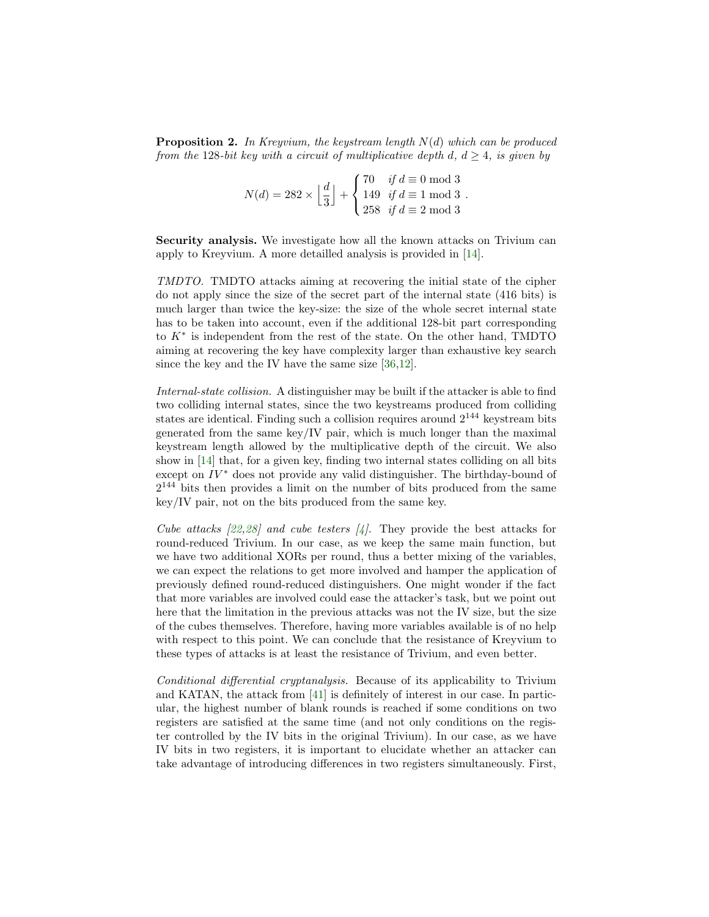**Proposition 2.** *In Kreyvium, the keystream length $N(d)$ which can be produced from the 128-bit key with a circuit of multiplicative depth $d$, $d \geq 4$, is given by*

$$N(d) = 282 \times \left\lfloor \frac{d}{3} \right\rfloor + \begin{cases} 70 & \text{if } d \equiv 0 \bmod 3 \\ 149 & \text{if } d \equiv 1 \bmod 3 \\ 258 & \text{if } d \equiv 2 \bmod 3 \end{cases} .$$

**Security analysis.** We investigate how all the known attacks on Trivium can apply to Kreyvium. A more detailled analysis is provided in [14].

*TMDTO.* TMDTO attacks aiming at recovering the initial state of the cipher do not apply since the size of the secret part of the internal state (416 bits) is much larger than twice the key-size: the size of the whole secret internal state has to be taken into account, even if the additional 128-bit part corresponding to $K^*$ is independent from the rest of the state. On the other hand, TMDTO aiming at recovering the key have complexity larger than exhaustive key search since the key and the IV have the same size [36,12].

*Internal-state collision.* A distinguisher may be built if the attacker is able to find two colliding internal states, since the two keystreams produced from colliding states are identical. Finding such a collision requires around $2^{144}$ keystream bits generated from the same key/IV pair, which is much longer than the maximal keystream length allowed by the multiplicative depth of the circuit. We also show in [14] that, for a given key, finding two internal states colliding on all bits except on $IV^*$ does not provide any valid distinguisher. The birthday-bound of $2^{144}$ bits then provides a limit on the number of bits produced from the same key/IV pair, not on the bits produced from the same key.

*Cube attacks [22,28] and cube testers [4].* They provide the best attacks for round-reduced Trivium. In our case, as we keep the same main function, but we have two additional XORs per round, thus a better mixing of the variables, we can expect the relations to get more involved and hamper the application of previously defined round-reduced distinguishers. One might wonder if the fact that more variables are involved could ease the attacker's task, but we point out here that the limitation in the previous attacks was not the IV size, but the size of the cubes themselves. Therefore, having more variables available is of no help with respect to this point. We can conclude that the resistance of Kreyvium to these types of attacks is at least the resistance of Trivium, and even better.

*Conditional differential cryptanalysis.* Because of its applicability to Trivium and KATAN, the attack from [41] is definitely of interest in our case. In particular, the highest number of blank rounds is reached if some conditions on two registers are satisfied at the same time (and not only conditions on the register controlled by the IV bits in the original Trivium). In our case, as we have IV bits in two registers, it is important to elucidate whether an attacker can take advantage of introducing differences in two registers simultaneously. First,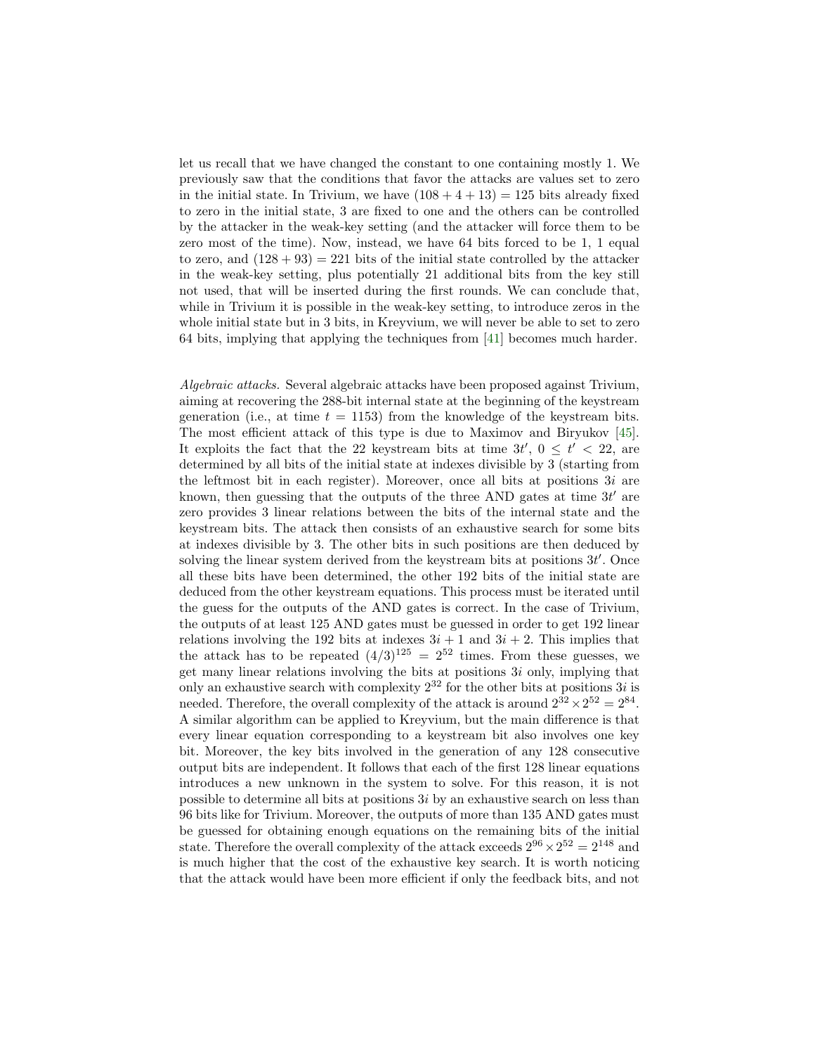let us recall that we have changed the constant to one containing mostly 1. We previously saw that the conditions that favor the attacks are values set to zero in the initial state. In Trivium, we have $(108 + 4 + 13) = 125$ bits already fixed to zero in the initial state, 3 are fixed to one and the others can be controlled by the attacker in the weak-key setting (and the attacker will force them to be zero most of the time). Now, instead, we have 64 bits forced to be 1, 1 equal to zero, and $(128 + 93) = 221$ bits of the initial state controlled by the attacker in the weak-key setting, plus potentially 21 additional bits from the key still not used, that will be inserted during the first rounds. We can conclude that, while in Trivium it is possible in the weak-key setting, to introduce zeros in the whole initial state but in 3 bits, in Kreyvium, we will never be able to set to zero 64 bits, implying that applying the techniques from [41] becomes much harder.

*Algebraic attacks.* Several algebraic attacks have been proposed against Trivium, aiming at recovering the 288-bit internal state at the beginning of the keystream generation (i.e., at time $t = 1153$) from the knowledge of the keystream bits. The most efficient attack of this type is due to Maximov and Biryukov [45]. It exploits the fact that the 22 keystream bits at time $3t'$, $0 \leq t' < 22$, are determined by all bits of the initial state at indexes divisible by 3 (starting from the leftmost bit in each register). Moreover, once all bits at positions $3i$ are known, then guessing that the outputs of the three AND gates at time $3t'$ are zero provides 3 linear relations between the bits of the internal state and the keystream bits. The attack then consists of an exhaustive search for some bits at indexes divisible by 3. The other bits in such positions are then deduced by solving the linear system derived from the keystream bits at positions $3t'$. Once all these bits have been determined, the other 192 bits of the initial state are deduced from the other keystream equations. This process must be iterated until the guess for the outputs of the AND gates is correct. In the case of Trivium, the outputs of at least 125 AND gates must be guessed in order to get 192 linear relations involving the 192 bits at indexes $3i + 1$ and $3i + 2$. This implies that the attack has to be repeated $(4/3)^{125} = 2^{52}$ times. From these guesses, we get many linear relations involving the bits at positions $3i$ only, implying that only an exhaustive search with complexity $2^{32}$ for the other bits at positions $3i$ is needed. Therefore, the overall complexity of the attack is around $2^{32} \times 2^{52} = 2^{84}$. A similar algorithm can be applied to Kreyvium, but the main difference is that every linear equation corresponding to a keystream bit also involves one key bit. Moreover, the key bits involved in the generation of any 128 consecutive output bits are independent. It follows that each of the first 128 linear equations introduces a new unknown in the system to solve. For this reason, it is not possible to determine all bits at positions $3i$ by an exhaustive search on less than 96 bits like for Trivium. Moreover, the outputs of more than 135 AND gates must be guessed for obtaining enough equations on the remaining bits of the initial state. Therefore the overall complexity of the attack exceeds $2^{96} \times 2^{52} = 2^{148}$ and is much higher that the cost of the exhaustive key search. It is worth noticing that the attack would have been more efficient if only the feedback bits, and not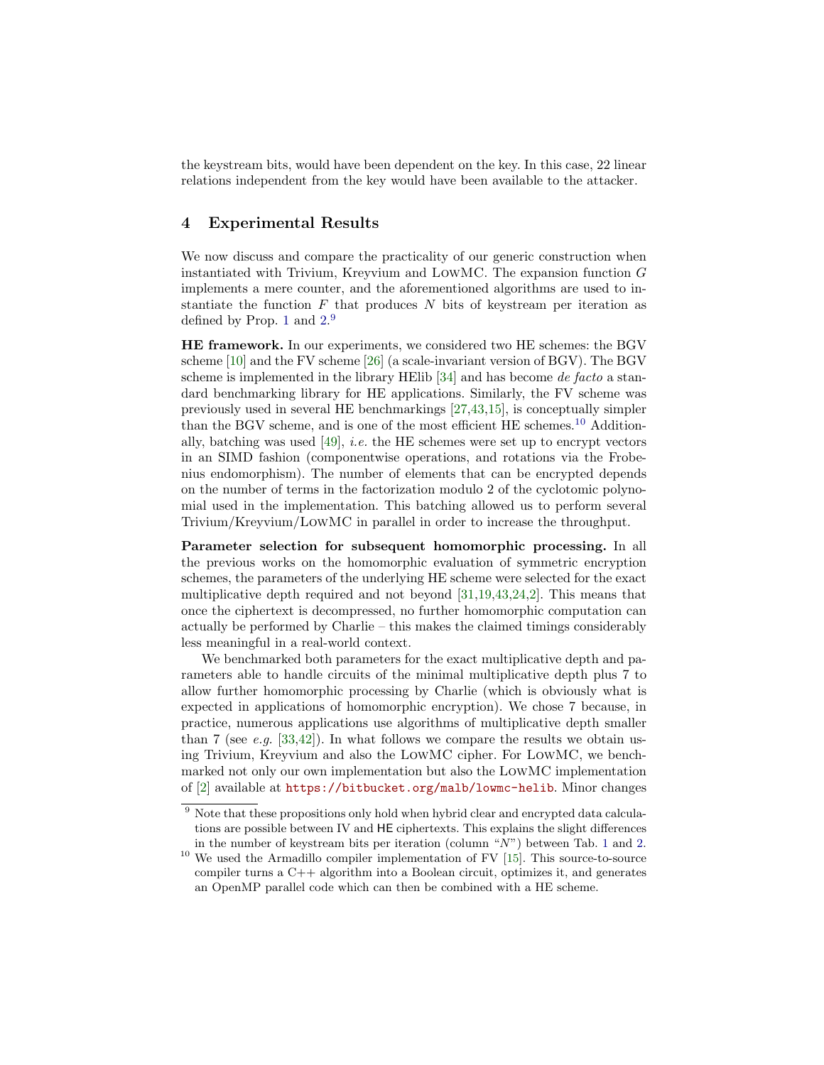the keystream bits, would have been dependent on the key. In this case, 22 linear relations independent from the key would have been available to the attacker.

## 4 Experimental Results

We now discuss and compare the practicality of our generic construction when instantiated with Trivium, Kreyvium and LowMC. The expansion function $G$ implements a mere counter, and the aforementioned algorithms are used to instantiate the function $F$ that produces $N$ bits of keystream per iteration as defined by Prop. 1 and 2.[9]

**HE framework.** In our experiments, we considered two HE schemes: the BGV scheme [10] and the FV scheme [26] (a scale-invariant version of BGV). The BGV scheme is implemented in the library HElib [34] and has become *de facto* a standard benchmarking library for HE applications. Similarly, the FV scheme was previously used in several HE benchmarkings [27,43,15], is conceptually simpler than the BGV scheme, and is one of the most efficient HE schemes.[10] Additionally, batching was used [49], *i.e.* the HE schemes were set up to encrypt vectors in an SIMD fashion (componentwise operations, and rotations via the Frobenius endomorphism). The number of elements that can be encrypted depends on the number of terms in the factorization modulo 2 of the cyclotomic polynomial used in the implementation. This batching allowed us to perform several Trivium/Kreyvium/LowMC in parallel in order to increase the throughput.

**Parameter selection for subsequent homomorphic processing.** In all the previous works on the homomorphic evaluation of symmetric encryption schemes, the parameters of the underlying HE scheme were selected for the exact multiplicative depth required and not beyond [31,19,43,24,2]. This means that once the ciphertext is decompressed, no further homomorphic computation can actually be performed by Charlie – this makes the claimed timings considerably less meaningful in a real-world context.

We benchmarked both parameters for the exact multiplicative depth and parameters able to handle circuits of the minimal multiplicative depth plus 7 to allow further homomorphic processing by Charlie (which is obviously what is expected in applications of homomorphic encryption). We chose 7 because, in practice, numerous applications use algorithms of multiplicative depth smaller than 7 (see *e.g.* [33,42]). In what follows we compare the results we obtain using Trivium, Kreyvium and also the LowMC cipher. For LowMC, we benchmarked not only our own implementation but also the LowMC implementation of [2] available at https://bitbucket.org/malb/lowmc-helib. Minor changes

[9] Note that these propositions only hold when hybrid clear and encrypted data calculations are possible between IV and HE ciphertexts. This explains the slight differences in the number of keystream bits per iteration (column "$N$") between Tab. 1 and 2.

[10] We used the Armadillo compiler implementation of FV [15]. This source-to-source compiler turns a C++ algorithm into a Boolean circuit, optimizes it, and generates an OpenMP parallel code which can then be combined with a HE scheme.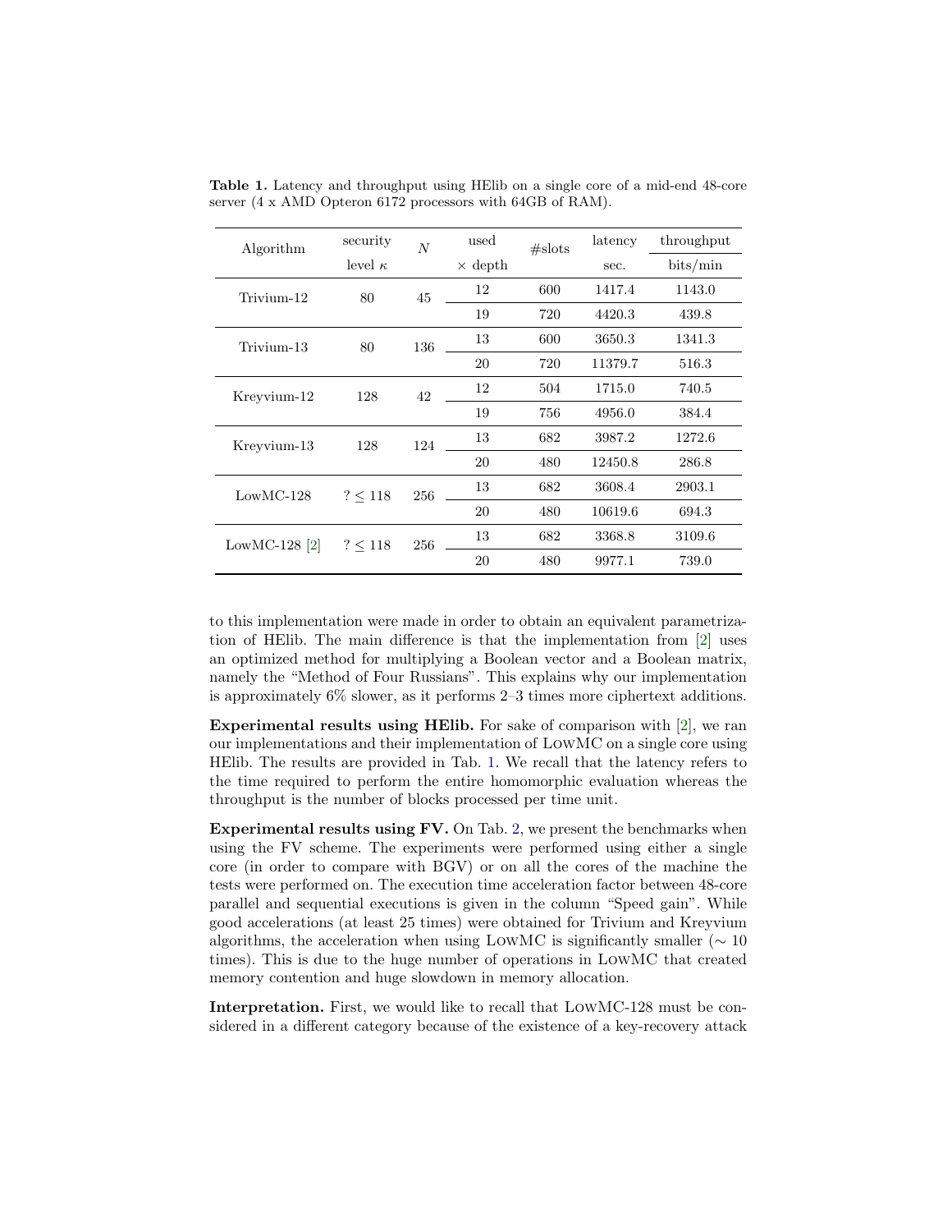**Table 1.** Latency and throughput using HElib on a single core of a mid-end 48-core server (4 x AMD Opteron 6172 processors with 64GB of RAM).

| Algorithm | security level $\kappa$ | $N$ | used $\times$ depth | #slots | latency sec. | throughput bits/min |
|---|---|---|---|---|---|---|
| Trivium-12 | 80 | 45 | 12 | 600 | 1417.4 | 1143.0 |
| | | | 19 | 720 | 4420.3 | 439.8 |
| Trivium-13 | 80 | 136 | 13 | 600 | 3650.3 | 1341.3 |
| | | | 20 | 720 | 11379.7 | 516.3 |
| Kreyvium-12 | 128 | 42 | 12 | 504 | 1715.0 | 740.5 |
| | | | 19 | 756 | 4956.0 | 384.4 |
| Kreyvium-13 | 128 | 124 | 13 | 682 | 3987.2 | 1272.6 |
| | | | 20 | 480 | 12450.8 | 286.8 |
| LowMC-128 | $? \leq 118$ | 256 | 13 | 682 | 3608.4 | 2903.1 |
| | | | 20 | 480 | 10619.6 | 694.3 |
| LowMC-128 [2] | $? \leq 118$ | 256 | 13 | 682 | 3368.8 | 3109.6 |
| | | | 20 | 480 | 9977.1 | 739.0 |

to this implementation were made in order to obtain an equivalent parametrization of HElib. The main difference is that the implementation from [2] uses an optimized method for multiplying a Boolean vector and a Boolean matrix, namely the "Method of Four Russians". This explains why our implementation is approximately 6% slower, as it performs 2–3 times more ciphertext additions.

**Experimental results using HElib.** For sake of comparison with [2], we ran our implementations and their implementation of LowMC on a single core using HElib. The results are provided in Tab. 1. We recall that the latency refers to the time required to perform the entire homomorphic evaluation whereas the throughput is the number of blocks processed per time unit.

**Experimental results using FV.** On Tab. 2, we present the benchmarks when using the FV scheme. The experiments were performed using either a single core (in order to compare with BGV) or on all the cores of the machine the tests were performed on. The execution time acceleration factor between 48-core parallel and sequential executions is given in the column "Speed gain". While good accelerations (at least 25 times) were obtained for Trivium and Kreyvium algorithms, the acceleration when using LowMC is significantly smaller ($\sim 10$ times). This is due to the huge number of operations in LowMC that created memory contention and huge slowdown in memory allocation.

**Interpretation.** First, we would like to recall that LowMC-128 must be considered in a different category because of the existence of a key-recovery attack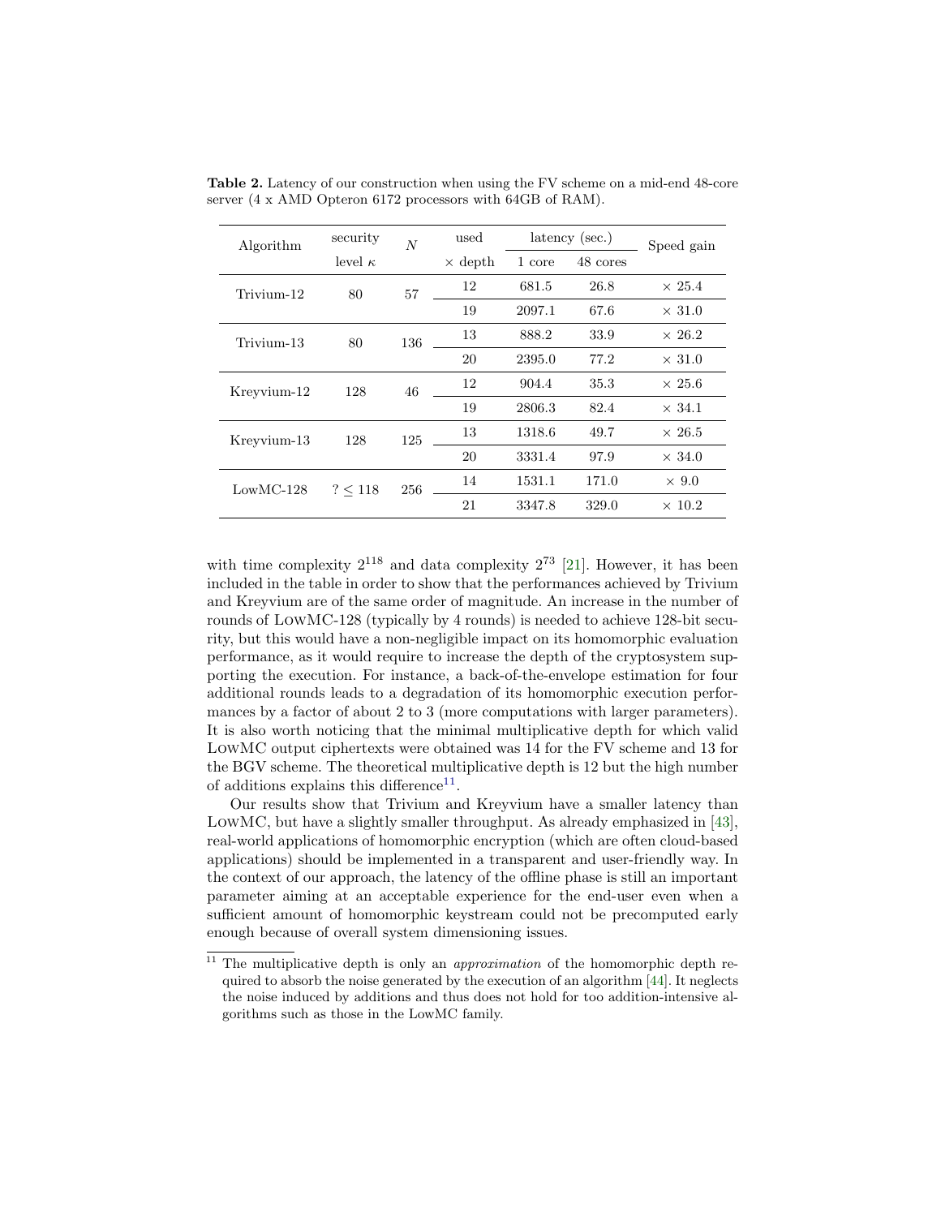**Table 2.** Latency of our construction when using the FV scheme on a mid-end 48-core server (4 x AMD Opteron 6172 processors with 64GB of RAM).

| Algorithm | security level $\kappa$ | $N$ | used $\times$ depth | latency (sec.) 1 core | latency (sec.) 48 cores | Speed gain |
|---|---|---|---|---|---|---|
| Trivium-12 | 80 | 57 | 12 | 681.5 | 26.8 | $\times$ 25.4 |
| | | | 19 | 2097.1 | 67.6 | $\times$ 31.0 |
| Trivium-13 | 80 | 136 | 13 | 888.2 | 33.9 | $\times$ 26.2 |
| | | | 20 | 2395.0 | 77.2 | $\times$ 31.0 |
| Kreyvium-12 | 128 | 46 | 12 | 904.4 | 35.3 | $\times$ 25.6 |
| | | | 19 | 2806.3 | 82.4 | $\times$ 34.1 |
| Kreyvium-13 | 128 | 125 | 13 | 1318.6 | 49.7 | $\times$ 26.5 |
| | | | 20 | 3331.4 | 97.9 | $\times$ 34.0 |
| LowMC-128 | $? \leq 118$ | 256 | 14 | 1531.1 | 171.0 | $\times$ 9.0 |
| | | | 21 | 3347.8 | 329.0 | $\times$ 10.2 |

with time complexity $2^{118}$ and data complexity $2^{73}$ [21]. However, it has been included in the table in order to show that the performances achieved by Trivium and Kreyvium are of the same order of magnitude. An increase in the number of rounds of LowMC-128 (typically by 4 rounds) is needed to achieve 128-bit security, but this would have a non-negligible impact on its homomorphic evaluation performance, as it would require to increase the depth of the cryptosystem supporting the execution. For instance, a back-of-the-envelope estimation for four additional rounds leads to a degradation of its homomorphic execution performances by a factor of about 2 to 3 (more computations with larger parameters). It is also worth noticing that the minimal multiplicative depth for which valid LowMC output ciphertexts were obtained was 14 for the FV scheme and 13 for the BGV scheme. The theoretical multiplicative depth is 12 but the high number of additions explains this difference[11].

Our results show that Trivium and Kreyvium have a smaller latency than LowMC, but have a slightly smaller throughput. As already emphasized in [43], real-world applications of homomorphic encryption (which are often cloud-based applications) should be implemented in a transparent and user-friendly way. In the context of our approach, the latency of the offline phase is still an important parameter aiming at an acceptable experience for the end-user even when a sufficient amount of homomorphic keystream could not be precomputed early enough because of overall system dimensioning issues.

[11] The multiplicative depth is only an *approximation* of the homomorphic depth required to absorb the noise generated by the execution of an algorithm [44]. It neglects the noise induced by additions and thus does not hold for too addition-intensive algorithms such as those in the LowMC family.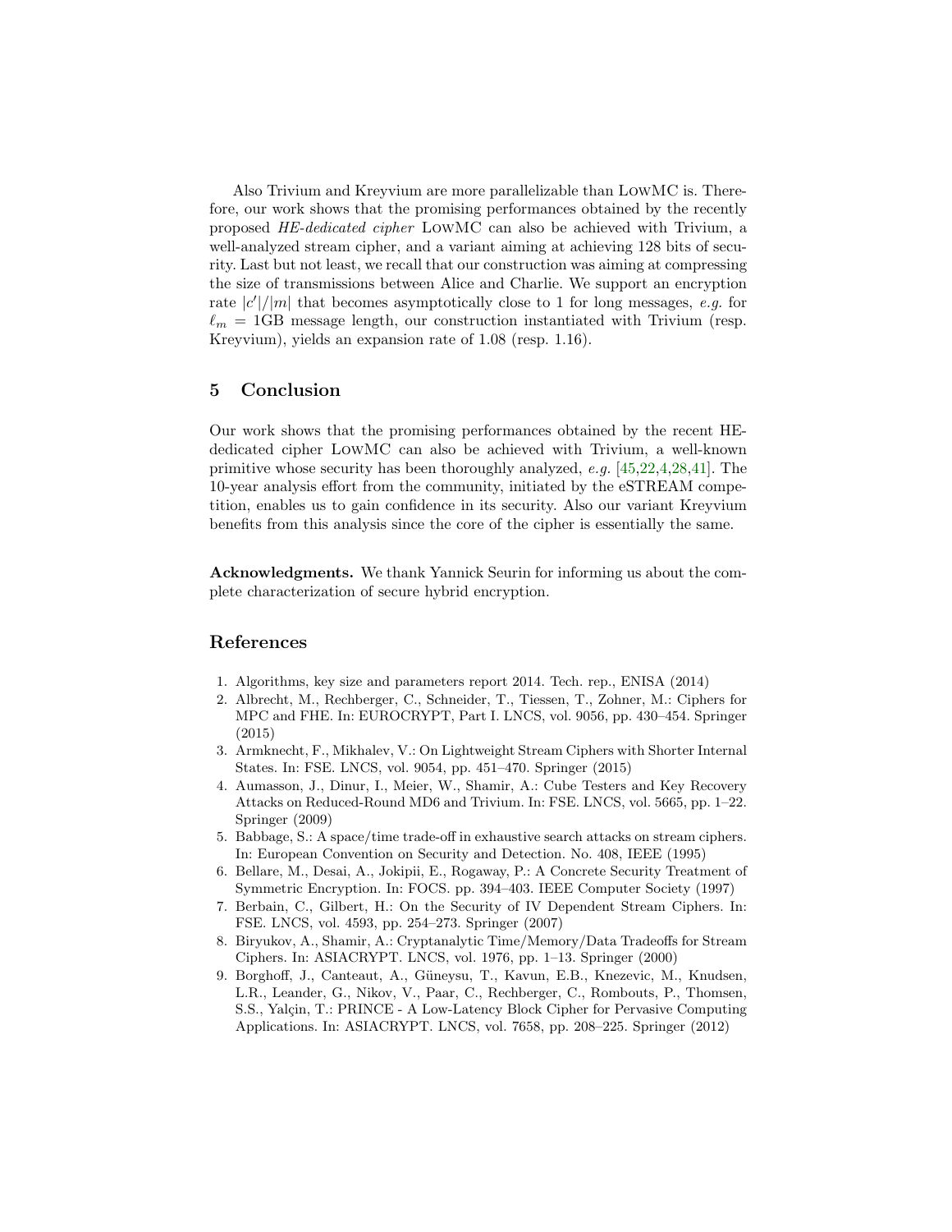Also Trivium and Kreyvium are more parallelizable than LowMC is. Therefore, our work shows that the promising performances obtained by the recently proposed *HE-dedicated cipher* LowMC can also be achieved with Trivium, a well-analyzed stream cipher, and a variant aiming at achieving 128 bits of security. Last but not least, we recall that our construction was aiming at compressing the size of transmissions between Alice and Charlie. We support an encryption rate $|c'|/|m|$ that becomes asymptotically close to 1 for long messages, *e.g.* for $\ell_m$ = 1GB message length, our construction instantiated with Trivium (resp. Kreyvium), yields an expansion rate of 1.08 (resp. 1.16).

## 5 Conclusion

Our work shows that the promising performances obtained by the recent HE-dedicated cipher LowMC can also be achieved with Trivium, a well-known primitive whose security has been thoroughly analyzed, *e.g.* [45,22,4,28,41]. The 10-year analysis effort from the community, initiated by the eSTREAM competition, enables us to gain confidence in its security. Also our variant Kreyvium benefits from this analysis since the core of the cipher is essentially the same.

**Acknowledgments.** We thank Yannick Seurin for informing us about the complete characterization of secure hybrid encryption.

## References

1. Algorithms, key size and parameters report 2014. Tech. rep., ENISA (2014)
2. Albrecht, M., Rechberger, C., Schneider, T., Tiessen, T., Zohner, M.: Ciphers for MPC and FHE. In: EUROCRYPT, Part I. LNCS, vol. 9056, pp. 430–454. Springer (2015)
3. Armknecht, F., Mikhalev, V.: On Lightweight Stream Ciphers with Shorter Internal States. In: FSE. LNCS, vol. 9054, pp. 451–470. Springer (2015)
4. Aumasson, J., Dinur, I., Meier, W., Shamir, A.: Cube Testers and Key Recovery Attacks on Reduced-Round MD6 and Trivium. In: FSE. LNCS, vol. 5665, pp. 1–22. Springer (2009)
5. Babbage, S.: A space/time trade-off in exhaustive search attacks on stream ciphers. In: European Convention on Security and Detection. No. 408, IEEE (1995)
6. Bellare, M., Desai, A., Jokipii, E., Rogaway, P.: A Concrete Security Treatment of Symmetric Encryption. In: FOCS. pp. 394–403. IEEE Computer Society (1997)
7. Berbain, C., Gilbert, H.: On the Security of IV Dependent Stream Ciphers. In: FSE. LNCS, vol. 4593, pp. 254–273. Springer (2007)
8. Biryukov, A., Shamir, A.: Cryptanalytic Time/Memory/Data Tradeoffs for Stream Ciphers. In: ASIACRYPT. LNCS, vol. 1976, pp. 1–13. Springer (2000)
9. Borghoff, J., Canteaut, A., Güneysu, T., Kavun, E.B., Knezevic, M., Knudsen, L.R., Leander, G., Nikov, V., Paar, C., Rechberger, C., Rombouts, P., Thomsen, S.S., Yalçin, T.: PRINCE - A Low-Latency Block Cipher for Pervasive Computing Applications. In: ASIACRYPT. LNCS, vol. 7658, pp. 208–225. Springer (2012)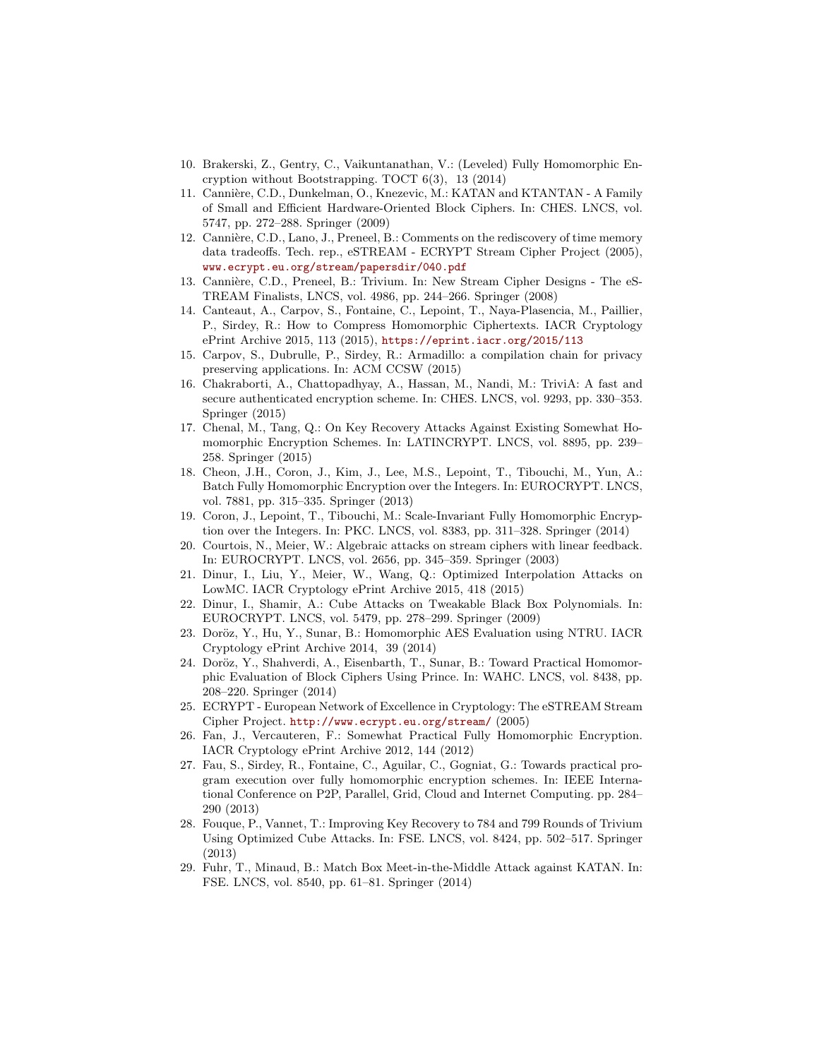10. Brakerski, Z., Gentry, C., Vaikuntanathan, V.: (Leveled) Fully Homomorphic Encryption without Bootstrapping. TOCT 6(3), 13 (2014)
11. Cannière, C.D., Dunkelman, O., Knezevic, M.: KATAN and KTANTAN - A Family of Small and Efficient Hardware-Oriented Block Ciphers. In: CHES. LNCS, vol. 5747, pp. 272–288. Springer (2009)
12. Cannière, C.D., Lano, J., Preneel, B.: Comments on the rediscovery of time memory data tradeoffs. Tech. rep., eSTREAM - ECRYPT Stream Cipher Project (2005), www.ecrypt.eu.org/stream/papersdir/040.pdf
13. Cannière, C.D., Preneel, B.: Trivium. In: New Stream Cipher Designs - The eSTREAM Finalists, LNCS, vol. 4986, pp. 244–266. Springer (2008)
14. Canteaut, A., Carpov, S., Fontaine, C., Lepoint, T., Naya-Plasencia, M., Paillier, P., Sirdey, R.: How to Compress Homomorphic Ciphertexts. IACR Cryptology ePrint Archive 2015, 113 (2015), https://eprint.iacr.org/2015/113
15. Carpov, S., Dubrulle, P., Sirdey, R.: Armadillo: a compilation chain for privacy preserving applications. In: ACM CCSW (2015)
16. Chakraborti, A., Chattopadhyay, A., Hassan, M., Nandi, M.: TriviA: A fast and secure authenticated encryption scheme. In: CHES. LNCS, vol. 9293, pp. 330–353. Springer (2015)
17. Chenal, M., Tang, Q.: On Key Recovery Attacks Against Existing Somewhat Homomorphic Encryption Schemes. In: LATINCRYPT. LNCS, vol. 8895, pp. 239–258. Springer (2015)
18. Cheon, J.H., Coron, J., Kim, J., Lee, M.S., Lepoint, T., Tibouchi, M., Yun, A.: Batch Fully Homomorphic Encryption over the Integers. In: EUROCRYPT. LNCS, vol. 7881, pp. 315–335. Springer (2013)
19. Coron, J., Lepoint, T., Tibouchi, M.: Scale-Invariant Fully Homomorphic Encryption over the Integers. In: PKC. LNCS, vol. 8383, pp. 311–328. Springer (2014)
20. Courtois, N., Meier, W.: Algebraic attacks on stream ciphers with linear feedback. In: EUROCRYPT. LNCS, vol. 2656, pp. 345–359. Springer (2003)
21. Dinur, I., Liu, Y., Meier, W., Wang, Q.: Optimized Interpolation Attacks on LowMC. IACR Cryptology ePrint Archive 2015, 418 (2015)
22. Dinur, I., Shamir, A.: Cube Attacks on Tweakable Black Box Polynomials. In: EUROCRYPT. LNCS, vol. 5479, pp. 278–299. Springer (2009)
23. Doröz, Y., Hu, Y., Sunar, B.: Homomorphic AES Evaluation using NTRU. IACR Cryptology ePrint Archive 2014, 39 (2014)
24. Doröz, Y., Shahverdi, A., Eisenbarth, T., Sunar, B.: Toward Practical Homomorphic Evaluation of Block Ciphers Using Prince. In: WAHC. LNCS, vol. 8438, pp. 208–220. Springer (2014)
25. ECRYPT - European Network of Excellence in Cryptology: The eSTREAM Stream Cipher Project. http://www.ecrypt.eu.org/stream/ (2005)
26. Fan, J., Vercauteren, F.: Somewhat Practical Fully Homomorphic Encryption. IACR Cryptology ePrint Archive 2012, 144 (2012)
27. Fau, S., Sirdey, R., Fontaine, C., Aguilar, C., Gogniat, G.: Towards practical program execution over fully homomorphic encryption schemes. In: IEEE International Conference on P2P, Parallel, Grid, Cloud and Internet Computing. pp. 284–290 (2013)
28. Fouque, P., Vannet, T.: Improving Key Recovery to 784 and 799 Rounds of Trivium Using Optimized Cube Attacks. In: FSE. LNCS, vol. 8424, pp. 502–517. Springer (2013)
29. Fuhr, T., Minaud, B.: Match Box Meet-in-the-Middle Attack against KATAN. In: FSE. LNCS, vol. 8540, pp. 61–81. Springer (2014)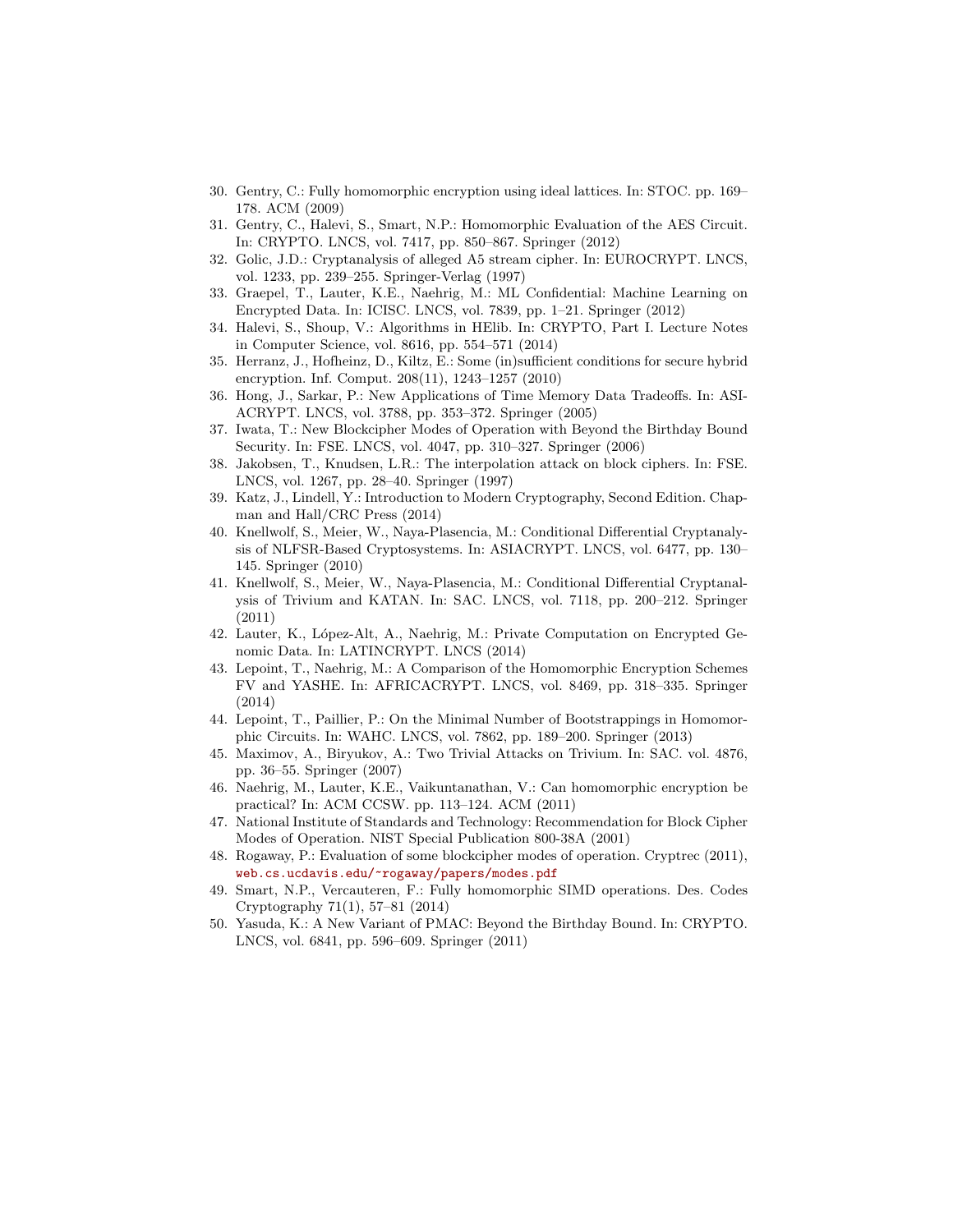30. Gentry, C.: Fully homomorphic encryption using ideal lattices. In: STOC. pp. 169–178. ACM (2009)
31. Gentry, C., Halevi, S., Smart, N.P.: Homomorphic Evaluation of the AES Circuit. In: CRYPTO. LNCS, vol. 7417, pp. 850–867. Springer (2012)
32. Golic, J.D.: Cryptanalysis of alleged A5 stream cipher. In: EUROCRYPT. LNCS, vol. 1233, pp. 239–255. Springer-Verlag (1997)
33. Graepel, T., Lauter, K.E., Naehrig, M.: ML Confidential: Machine Learning on Encrypted Data. In: ICISC. LNCS, vol. 7839, pp. 1–21. Springer (2012)
34. Halevi, S., Shoup, V.: Algorithms in HElib. In: CRYPTO, Part I. Lecture Notes in Computer Science, vol. 8616, pp. 554–571 (2014)
35. Herranz, J., Hofheinz, D., Kiltz, E.: Some (in)sufficient conditions for secure hybrid encryption. Inf. Comput. 208(11), 1243–1257 (2010)
36. Hong, J., Sarkar, P.: New Applications of Time Memory Data Tradeoffs. In: ASIACRYPT. LNCS, vol. 3788, pp. 353–372. Springer (2005)
37. Iwata, T.: New Blockcipher Modes of Operation with Beyond the Birthday Bound Security. In: FSE. LNCS, vol. 4047, pp. 310–327. Springer (2006)
38. Jakobsen, T., Knudsen, L.R.: The interpolation attack on block ciphers. In: FSE. LNCS, vol. 1267, pp. 28–40. Springer (1997)
39. Katz, J., Lindell, Y.: Introduction to Modern Cryptography, Second Edition. Chapman and Hall/CRC Press (2014)
40. Knellwolf, S., Meier, W., Naya-Plasencia, M.: Conditional Differential Cryptanalysis of NLFSR-Based Cryptosystems. In: ASIACRYPT. LNCS, vol. 6477, pp. 130–145. Springer (2010)
41. Knellwolf, S., Meier, W., Naya-Plasencia, M.: Conditional Differential Cryptanalysis of Trivium and KATAN. In: SAC. LNCS, vol. 7118, pp. 200–212. Springer (2011)
42. Lauter, K., López-Alt, A., Naehrig, M.: Private Computation on Encrypted Genomic Data. In: LATINCRYPT. LNCS (2014)
43. Lepoint, T., Naehrig, M.: A Comparison of the Homomorphic Encryption Schemes FV and YASHE. In: AFRICACRYPT. LNCS, vol. 8469, pp. 318–335. Springer (2014)
44. Lepoint, T., Paillier, P.: On the Minimal Number of Bootstrappings in Homomorphic Circuits. In: WAHC. LNCS, vol. 7862, pp. 189–200. Springer (2013)
45. Maximov, A., Biryukov, A.: Two Trivial Attacks on Trivium. In: SAC. vol. 4876, pp. 36–55. Springer (2007)
46. Naehrig, M., Lauter, K.E., Vaikuntanathan, V.: Can homomorphic encryption be practical? In: ACM CCSW. pp. 113–124. ACM (2011)
47. National Institute of Standards and Technology: Recommendation for Block Cipher Modes of Operation. NIST Special Publication 800-38A (2001)
48. Rogaway, P.: Evaluation of some blockcipher modes of operation. Cryptrec (2011), web.cs.ucdavis.edu/~rogaway/papers/modes.pdf
49. Smart, N.P., Vercauteren, F.: Fully homomorphic SIMD operations. Des. Codes Cryptography 71(1), 57–81 (2014)
50. Yasuda, K.: A New Variant of PMAC: Beyond the Birthday Bound. In: CRYPTO. LNCS, vol. 6841, pp. 596–609. Springer (2011)